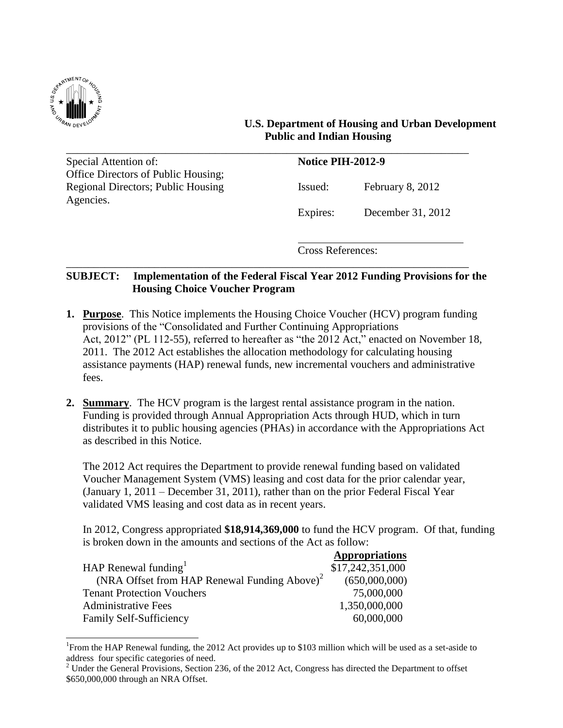**U.S. Department of Housing and Urban Development**
**Public and Indian Housing**

| Special Attention of: | **Notice PIH-2012-9** | |
|---|---|---|
| Office Directors of Public Housing; Regional Directors; Public Housing Agencies. | Issued: | February 8, 2012 |
| | Expires: | December 31, 2012 |
| | Cross References: | |

**SUBJECT: Implementation of the Federal Fiscal Year 2012 Funding Provisions for the Housing Choice Voucher Program**

1. **Purpose**. This Notice implements the Housing Choice Voucher (HCV) program funding provisions of the "Consolidated and Further Continuing Appropriations Act, 2012" (PL 112-55), referred to hereafter as "the 2012 Act," enacted on November 18, 2011. The 2012 Act establishes the allocation methodology for calculating housing assistance payments (HAP) renewal funds, new incremental vouchers and administrative fees.

2. **Summary**. The HCV program is the largest rental assistance program in the nation. Funding is provided through Annual Appropriation Acts through HUD, which in turn distributes it to public housing agencies (PHAs) in accordance with the Appropriations Act as described in this Notice.

   The 2012 Act requires the Department to provide renewal funding based on validated Voucher Management System (VMS) leasing and cost data for the prior calendar year, (January 1, 2011 – December 31, 2011), rather than on the prior Federal Fiscal Year validated VMS leasing and cost data as in recent years.

   In 2012, Congress appropriated **$18,914,369,000** to fund the HCV program. Of that, funding is broken down in the amounts and sections of the Act as follow:

| | **Appropriations** |
|---|---|
| HAP Renewal funding[1] | $17,242,351,000 |
| (NRA Offset from HAP Renewal Funding Above)[2] | (650,000,000) |
| Tenant Protection Vouchers | 75,000,000 |
| Administrative Fees | 1,350,000,000 |
| Family Self-Sufficiency | 60,000,000 |

[1]From the HAP Renewal funding, the 2012 Act provides up to $103 million which will be used as a set-aside to address four specific categories of need.

[2] Under the General Provisions, Section 236, of the 2012 Act, Congress has directed the Department to offset $650,000,000 through an NRA Offset.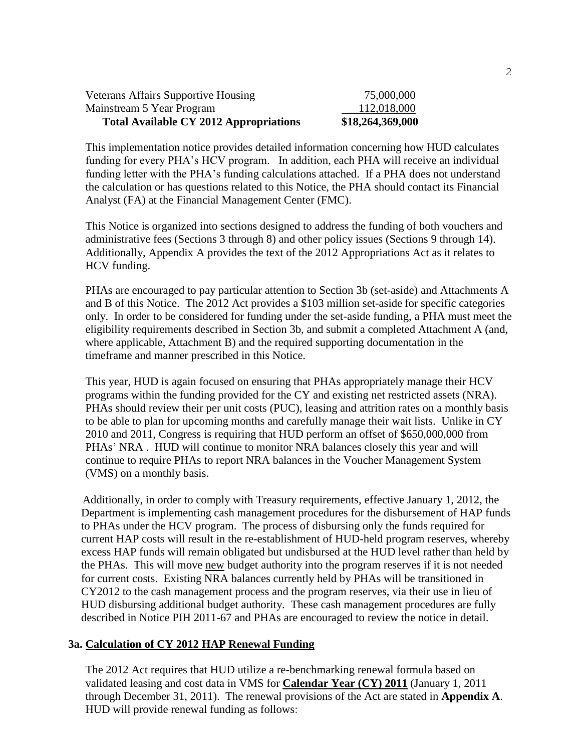| | |
|---|---|
| Veterans Affairs Supportive Housing | 75,000,000 |
| Mainstream 5 Year Program | 112,018,000 |
| **Total Available CY 2012 Appropriations** | **$18,264,369,000** |

This implementation notice provides detailed information concerning how HUD calculates funding for every PHA's HCV program. In addition, each PHA will receive an individual funding letter with the PHA's funding calculations attached. If a PHA does not understand the calculation or has questions related to this Notice, the PHA should contact its Financial Analyst (FA) at the Financial Management Center (FMC).

This Notice is organized into sections designed to address the funding of both vouchers and administrative fees (Sections 3 through 8) and other policy issues (Sections 9 through 14). Additionally, Appendix A provides the text of the 2012 Appropriations Act as it relates to HCV funding.

PHAs are encouraged to pay particular attention to Section 3b (set-aside) and Attachments A and B of this Notice. The 2012 Act provides a $103 million set-aside for specific categories only. In order to be considered for funding under the set-aside funding, a PHA must meet the eligibility requirements described in Section 3b, and submit a completed Attachment A (and, where applicable, Attachment B) and the required supporting documentation in the timeframe and manner prescribed in this Notice.

This year, HUD is again focused on ensuring that PHAs appropriately manage their HCV programs within the funding provided for the CY and existing net restricted assets (NRA). PHAs should review their per unit costs (PUC), leasing and attrition rates on a monthly basis to be able to plan for upcoming months and carefully manage their wait lists. Unlike in CY 2010 and 2011, Congress is requiring that HUD perform an offset of $650,000,000 from PHAs' NRA . HUD will continue to monitor NRA balances closely this year and will continue to require PHAs to report NRA balances in the Voucher Management System (VMS) on a monthly basis.

Additionally, in order to comply with Treasury requirements, effective January 1, 2012, the Department is implementing cash management procedures for the disbursement of HAP funds to PHAs under the HCV program. The process of disbursing only the funds required for current HAP costs will result in the re-establishment of HUD-held program reserves, whereby excess HAP funds will remain obligated but undisbursed at the HUD level rather than held by the PHAs. This will move new budget authority into the program reserves if it is not needed for current costs. Existing NRA balances currently held by PHAs will be transitioned in CY2012 to the cash management process and the program reserves, via their use in lieu of HUD disbursing additional budget authority. These cash management procedures are fully described in Notice PIH 2011-67 and PHAs are encouraged to review the notice in detail.

## 3a. Calculation of CY 2012 HAP Renewal Funding

The 2012 Act requires that HUD utilize a re-benchmarking renewal formula based on validated leasing and cost data in VMS for **Calendar Year (CY) 2011** (January 1, 2011 through December 31, 2011). The renewal provisions of the Act are stated in **Appendix A**. HUD will provide renewal funding as follows: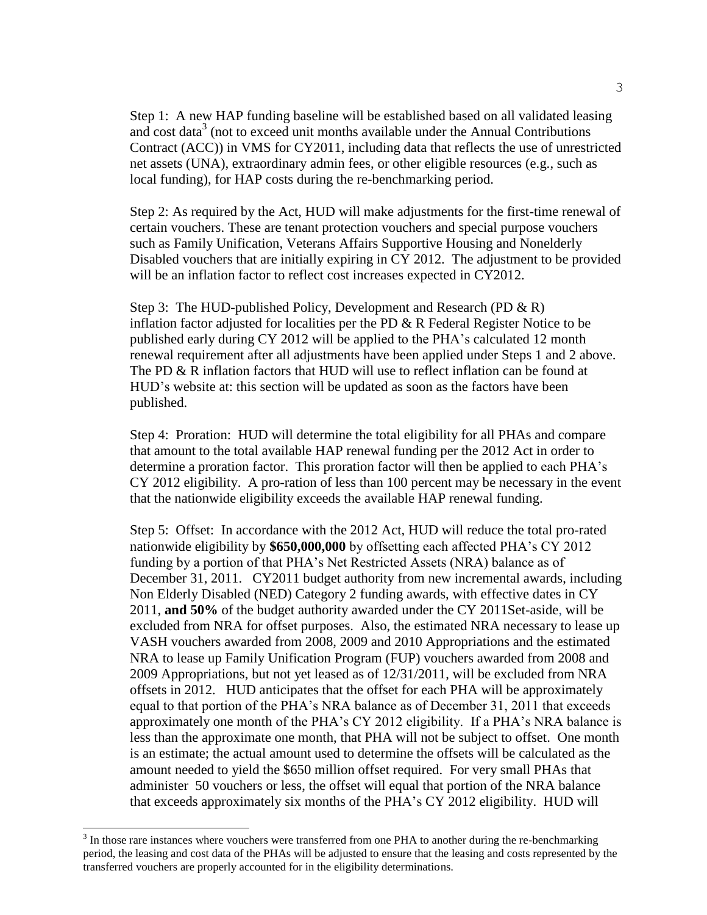Step 1: A new HAP funding baseline will be established based on all validated leasing and cost data[3] (not to exceed unit months available under the Annual Contributions Contract (ACC)) in VMS for CY2011, including data that reflects the use of unrestricted net assets (UNA), extraordinary admin fees, or other eligible resources (e.g., such as local funding), for HAP costs during the re-benchmarking period.

Step 2: As required by the Act, HUD will make adjustments for the first-time renewal of certain vouchers. These are tenant protection vouchers and special purpose vouchers such as Family Unification, Veterans Affairs Supportive Housing and Nonelderly Disabled vouchers that are initially expiring in CY 2012. The adjustment to be provided will be an inflation factor to reflect cost increases expected in CY2012.

Step 3: The HUD-published Policy, Development and Research (PD & R) inflation factor adjusted for localities per the PD & R Federal Register Notice to be published early during CY 2012 will be applied to the PHA's calculated 12 month renewal requirement after all adjustments have been applied under Steps 1 and 2 above. The PD & R inflation factors that HUD will use to reflect inflation can be found at HUD's website at: this section will be updated as soon as the factors have been published.

Step 4: Proration: HUD will determine the total eligibility for all PHAs and compare that amount to the total available HAP renewal funding per the 2012 Act in order to determine a proration factor. This proration factor will then be applied to each PHA's CY 2012 eligibility. A pro-ration of less than 100 percent may be necessary in the event that the nationwide eligibility exceeds the available HAP renewal funding.

Step 5: Offset: In accordance with the 2012 Act, HUD will reduce the total pro-rated nationwide eligibility by **$650,000,000** by offsetting each affected PHA's CY 2012 funding by a portion of that PHA's Net Restricted Assets (NRA) balance as of December 31, 2011. CY2011 budget authority from new incremental awards, including Non Elderly Disabled (NED) Category 2 funding awards, with effective dates in CY 2011, **and 50%** of the budget authority awarded under the CY 2011Set-aside, will be excluded from NRA for offset purposes. Also, the estimated NRA necessary to lease up VASH vouchers awarded from 2008, 2009 and 2010 Appropriations and the estimated NRA to lease up Family Unification Program (FUP) vouchers awarded from 2008 and 2009 Appropriations, but not yet leased as of 12/31/2011, will be excluded from NRA offsets in 2012. HUD anticipates that the offset for each PHA will be approximately equal to that portion of the PHA's NRA balance as of December 31, 2011 that exceeds approximately one month of the PHA's CY 2012 eligibility. If a PHA's NRA balance is less than the approximate one month, that PHA will not be subject to offset. One month is an estimate; the actual amount used to determine the offsets will be calculated as the amount needed to yield the $650 million offset required. For very small PHAs that administer 50 vouchers or less, the offset will equal that portion of the NRA balance that exceeds approximately six months of the PHA's CY 2012 eligibility. HUD will

[3] In those rare instances where vouchers were transferred from one PHA to another during the re-benchmarking period, the leasing and cost data of the PHAs will be adjusted to ensure that the leasing and costs represented by the transferred vouchers are properly accounted for in the eligibility determinations.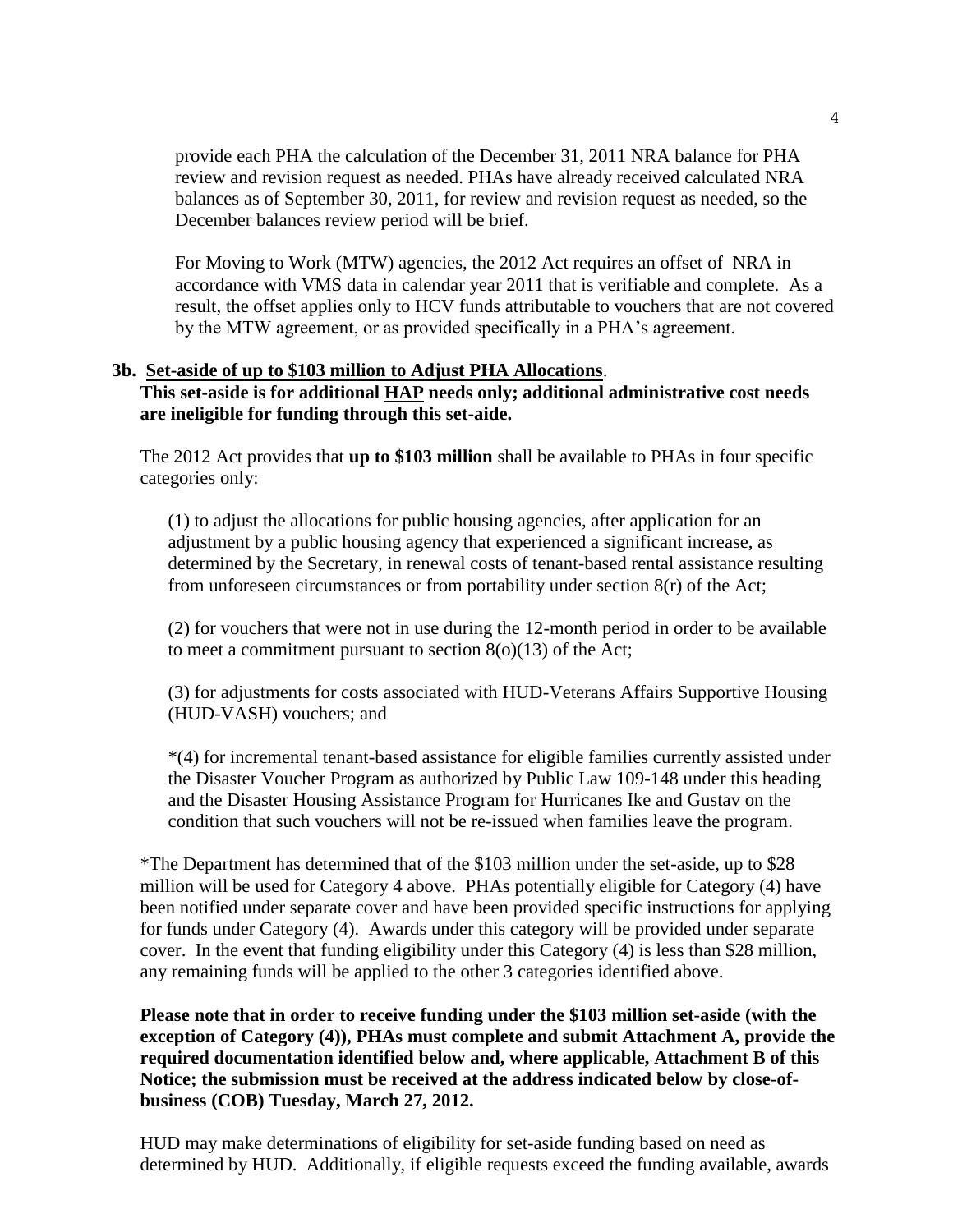provide each PHA the calculation of the December 31, 2011 NRA balance for PHA review and revision request as needed. PHAs have already received calculated NRA balances as of September 30, 2011, for review and revision request as needed, so the December balances review period will be brief.

For Moving to Work (MTW) agencies, the 2012 Act requires an offset of NRA in accordance with VMS data in calendar year 2011 that is verifiable and complete. As a result, the offset applies only to HCV funds attributable to vouchers that are not covered by the MTW agreement, or as provided specifically in a PHA's agreement.

### 3b. Set-aside of up to $103 million to Adjust PHA Allocations.

**This set-aside is for additional HAP needs only; additional administrative cost needs are ineligible for funding through this set-aide.**

The 2012 Act provides that **up to $103 million** shall be available to PHAs in four specific categories only:

(1) to adjust the allocations for public housing agencies, after application for an adjustment by a public housing agency that experienced a significant increase, as determined by the Secretary, in renewal costs of tenant-based rental assistance resulting from unforeseen circumstances or from portability under section 8(r) of the Act;

(2) for vouchers that were not in use during the 12-month period in order to be available to meet a commitment pursuant to section 8(o)(13) of the Act;

(3) for adjustments for costs associated with HUD-Veterans Affairs Supportive Housing (HUD-VASH) vouchers; and

*(4) for incremental tenant-based assistance for eligible families currently assisted under the Disaster Voucher Program as authorized by Public Law 109-148 under this heading and the Disaster Housing Assistance Program for Hurricanes Ike and Gustav on the condition that such vouchers will not be re-issued when families leave the program.

*The Department has determined that of the $103 million under the set-aside, up to $28 million will be used for Category 4 above. PHAs potentially eligible for Category (4) have been notified under separate cover and have been provided specific instructions for applying for funds under Category (4). Awards under this category will be provided under separate cover. In the event that funding eligibility under this Category (4) is less than $28 million, any remaining funds will be applied to the other 3 categories identified above.

**Please note that in order to receive funding under the $103 million set-aside (with the exception of Category (4)), PHAs must complete and submit Attachment A, provide the required documentation identified below and, where applicable, Attachment B of this Notice; the submission must be received at the address indicated below by close-of-business (COB) Tuesday, March 27, 2012.**

HUD may make determinations of eligibility for set-aside funding based on need as determined by HUD. Additionally, if eligible requests exceed the funding available, awards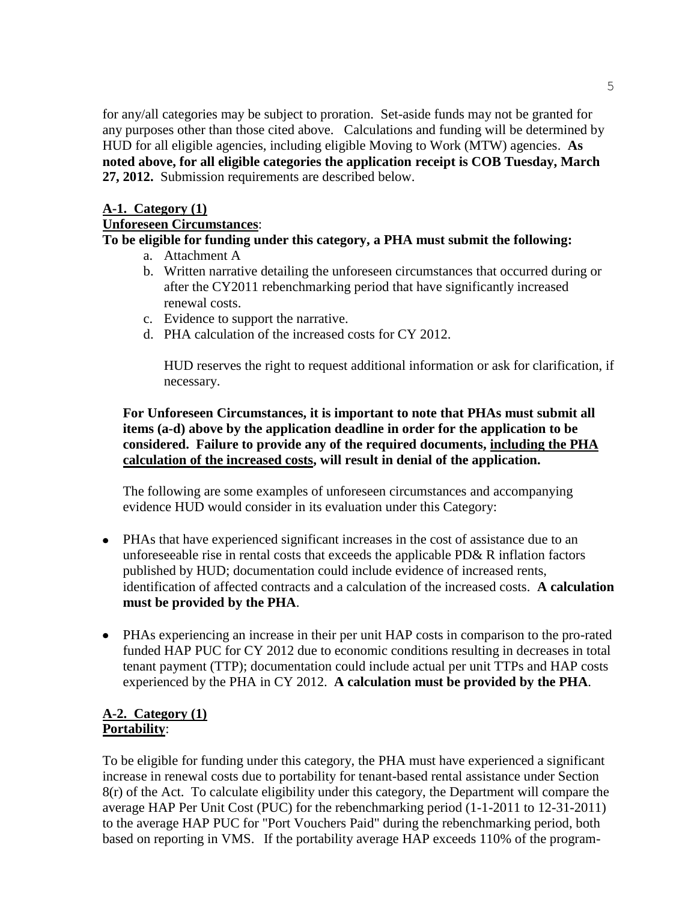for any/all categories may be subject to proration. Set-aside funds may not be granted for any purposes other than those cited above. Calculations and funding will be determined by HUD for all eligible agencies, including eligible Moving to Work (MTW) agencies. **As noted above, for all eligible categories the application receipt is COB Tuesday, March 27, 2012.** Submission requirements are described below.

**A-1. Category (1)**
**Unforeseen Circumstances**:

**To be eligible for funding under this category, a PHA must submit the following:**

a. Attachment A
b. Written narrative detailing the unforeseen circumstances that occurred during or after the CY2011 rebenchmarking period that have significantly increased renewal costs.
c. Evidence to support the narrative.
d. PHA calculation of the increased costs for CY 2012.

HUD reserves the right to request additional information or ask for clarification, if necessary.

**For Unforeseen Circumstances, it is important to note that PHAs must submit all items (a-d) above by the application deadline in order for the application to be considered. Failure to provide any of the required documents, including the PHA calculation of the increased costs, will result in denial of the application.**

The following are some examples of unforeseen circumstances and accompanying evidence HUD would consider in its evaluation under this Category:

- PHAs that have experienced significant increases in the cost of assistance due to an unforeseeable rise in rental costs that exceeds the applicable PD& R inflation factors published by HUD; documentation could include evidence of increased rents, identification of affected contracts and a calculation of the increased costs. **A calculation must be provided by the PHA**.
- PHAs experiencing an increase in their per unit HAP costs in comparison to the pro-rated funded HAP PUC for CY 2012 due to economic conditions resulting in decreases in total tenant payment (TTP); documentation could include actual per unit TTPs and HAP costs experienced by the PHA in CY 2012. **A calculation must be provided by the PHA**.

**A-2. Category (1)**
**Portability**:

To be eligible for funding under this category, the PHA must have experienced a significant increase in renewal costs due to portability for tenant-based rental assistance under Section 8(r) of the Act. To calculate eligibility under this category, the Department will compare the average HAP Per Unit Cost (PUC) for the rebenchmarking period (1-1-2011 to 12-31-2011) to the average HAP PUC for "Port Vouchers Paid" during the rebenchmarking period, both based on reporting in VMS. If the portability average HAP exceeds 110% of the program-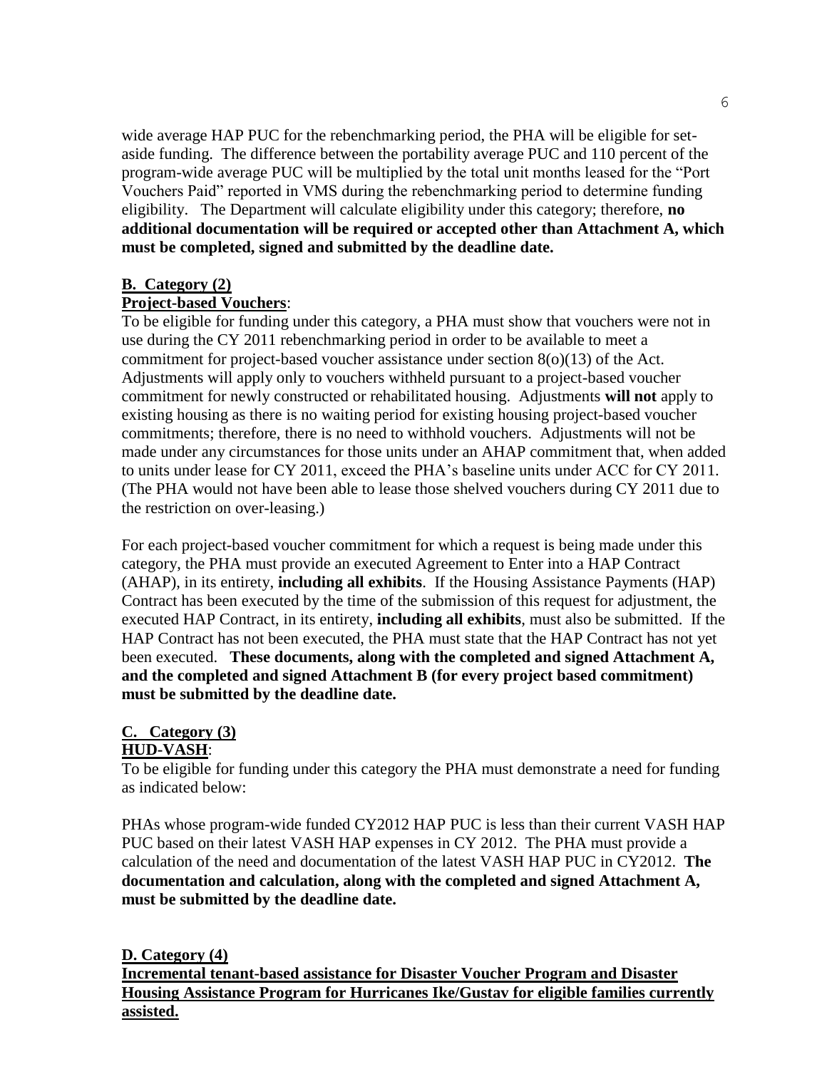wide average HAP PUC for the rebenchmarking period, the PHA will be eligible for set-aside funding. The difference between the portability average PUC and 110 percent of the program-wide average PUC will be multiplied by the total unit months leased for the "Port Vouchers Paid" reported in VMS during the rebenchmarking period to determine funding eligibility. The Department will calculate eligibility under this category; therefore, **no additional documentation will be required or accepted other than Attachment A, which must be completed, signed and submitted by the deadline date.**

**B. Category (2)**
**Project-based Vouchers**:

To be eligible for funding under this category, a PHA must show that vouchers were not in use during the CY 2011 rebenchmarking period in order to be available to meet a commitment for project-based voucher assistance under section 8(o)(13) of the Act. Adjustments will apply only to vouchers withheld pursuant to a project-based voucher commitment for newly constructed or rehabilitated housing. Adjustments **will not** apply to existing housing as there is no waiting period for existing housing project-based voucher commitments; therefore, there is no need to withhold vouchers. Adjustments will not be made under any circumstances for those units under an AHAP commitment that, when added to units under lease for CY 2011, exceed the PHA's baseline units under ACC for CY 2011. (The PHA would not have been able to lease those shelved vouchers during CY 2011 due to the restriction on over-leasing.)

For each project-based voucher commitment for which a request is being made under this category, the PHA must provide an executed Agreement to Enter into a HAP Contract (AHAP), in its entirety, **including all exhibits**. If the Housing Assistance Payments (HAP) Contract has been executed by the time of the submission of this request for adjustment, the executed HAP Contract, in its entirety, **including all exhibits**, must also be submitted. If the HAP Contract has not been executed, the PHA must state that the HAP Contract has not yet been executed. **These documents, along with the completed and signed Attachment A, and the completed and signed Attachment B (for every project based commitment) must be submitted by the deadline date.**

**C. Category (3)**
**HUD-VASH**:

To be eligible for funding under this category the PHA must demonstrate a need for funding as indicated below:

PHAs whose program-wide funded CY2012 HAP PUC is less than their current VASH HAP PUC based on their latest VASH HAP expenses in CY 2012. The PHA must provide a calculation of the need and documentation of the latest VASH HAP PUC in CY2012. **The documentation and calculation, along with the completed and signed Attachment A, must be submitted by the deadline date.**

**D. Category (4)**
**Incremental tenant-based assistance for Disaster Voucher Program and Disaster Housing Assistance Program for Hurricanes Ike/Gustav for eligible families currently assisted.**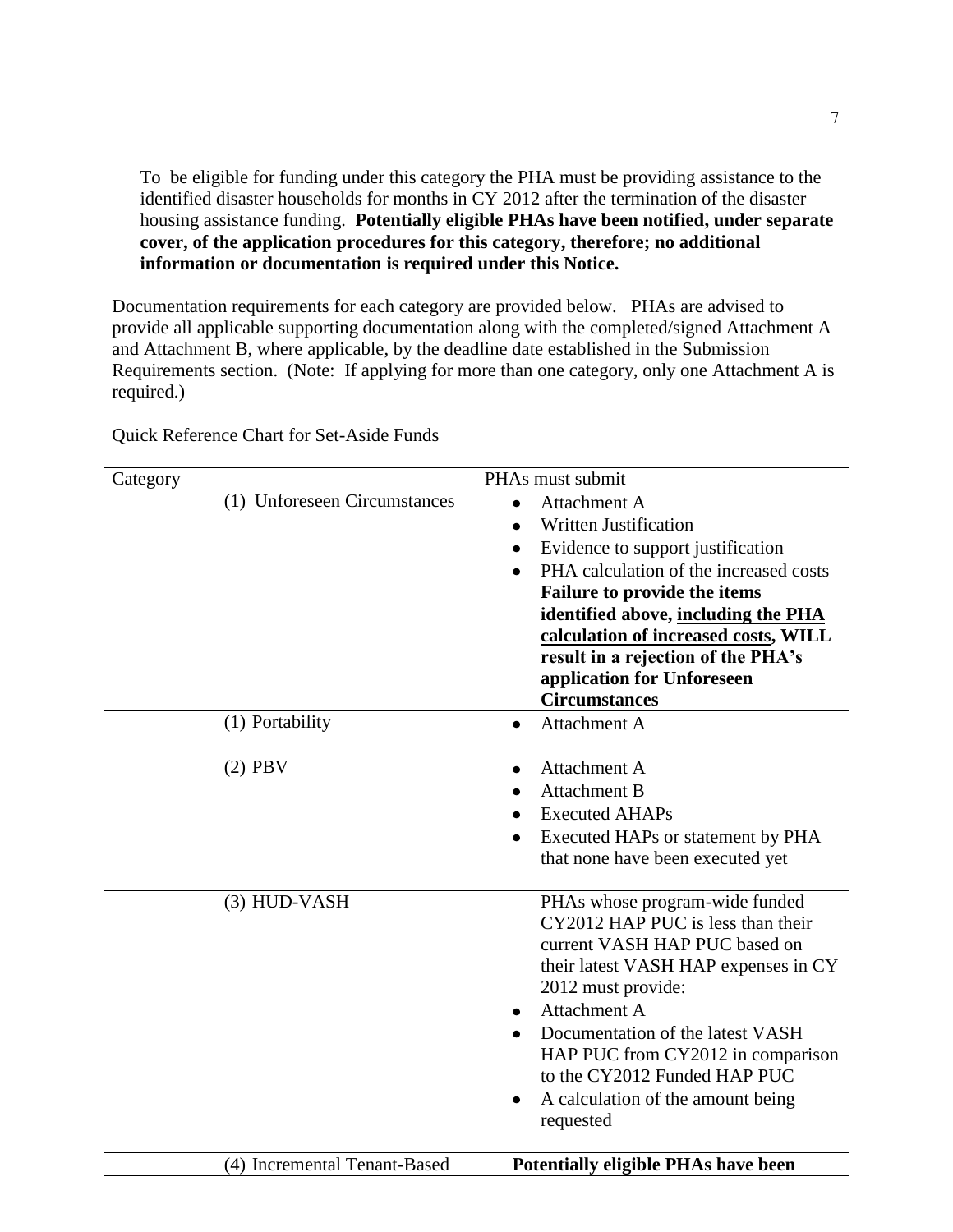To be eligible for funding under this category the PHA must be providing assistance to the identified disaster households for months in CY 2012 after the termination of the disaster housing assistance funding. **Potentially eligible PHAs have been notified, under separate cover, of the application procedures for this category, therefore; no additional information or documentation is required under this Notice.**

Documentation requirements for each category are provided below. PHAs are advised to provide all applicable supporting documentation along with the completed/signed Attachment A and Attachment B, where applicable, by the deadline date established in the Submission Requirements section. (Note: If applying for more than one category, only one Attachment A is required.)

Quick Reference Chart for Set-Aside Funds

| Category | PHAs must submit |
| --- | --- |
| (1) Unforeseen Circumstances | • Attachment A<br>• Written Justification<br>• Evidence to support justification<br>• PHA calculation of the increased costs<br>**Failure to provide the items identified above, <u>including the PHA calculation of increased costs</u>, WILL result in a rejection of the PHA's application for Unforeseen Circumstances** |
| (1) Portability | • Attachment A |
| (2) PBV | • Attachment A<br>• Attachment B<br>• Executed AHAPs<br>• Executed HAPs or statement by PHA that none have been executed yet |
| (3) HUD-VASH | PHAs whose program-wide funded CY2012 HAP PUC is less than their current VASH HAP PUC based on their latest VASH HAP expenses in CY 2012 must provide:<br>• Attachment A<br>• Documentation of the latest VASH HAP PUC from CY2012 in comparison to the CY2012 Funded HAP PUC<br>• A calculation of the amount being requested |
| (4) Incremental Tenant-Based | **Potentially eligible PHAs have been** |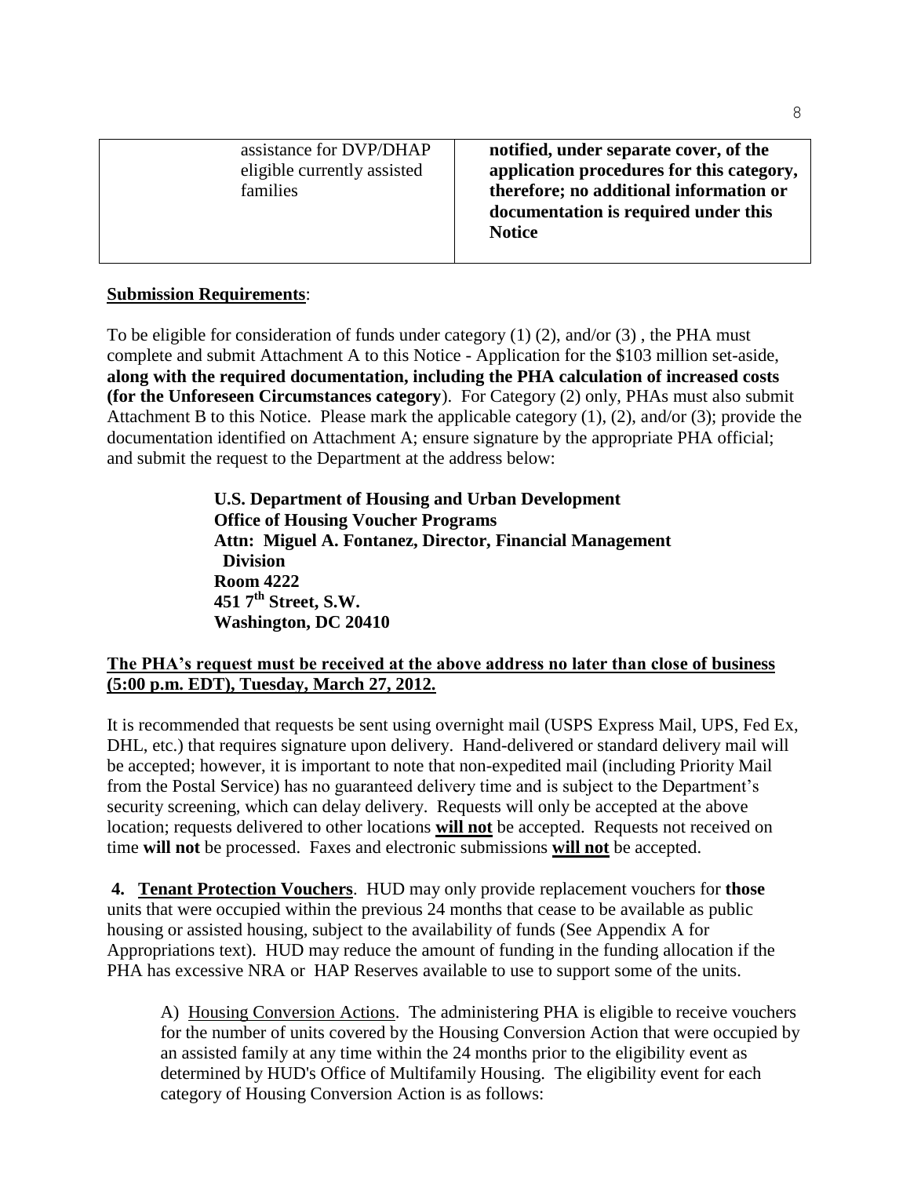| | assistance for DVP/DHAP eligible currently assisted families | **notified, under separate cover, of the application procedures for this category, therefore; no additional information or documentation is required under this Notice** |
|---|---|---|

**Submission Requirements**:

To be eligible for consideration of funds under category (1) (2), and/or (3) , the PHA must complete and submit Attachment A to this Notice - Application for the $103 million set-aside, **along with the required documentation, including the PHA calculation of increased costs (for the Unforeseen Circumstances category**). For Category (2) only, PHAs must also submit Attachment B to this Notice. Please mark the applicable category (1), (2), and/or (3); provide the documentation identified on Attachment A; ensure signature by the appropriate PHA official; and submit the request to the Department at the address below:

> **U.S. Department of Housing and Urban Development**
> **Office of Housing Voucher Programs**
> **Attn: Miguel A. Fontanez, Director, Financial Management Division**
> **Room 4222**
> **451 7th Street, S.W.**
> **Washington, DC 20410**

**The PHA's request must be received at the above address no later than close of business (5:00 p.m. EDT), Tuesday, March 27, 2012.**

It is recommended that requests be sent using overnight mail (USPS Express Mail, UPS, Fed Ex, DHL, etc.) that requires signature upon delivery. Hand-delivered or standard delivery mail will be accepted; however, it is important to note that non-expedited mail (including Priority Mail from the Postal Service) has no guaranteed delivery time and is subject to the Department's security screening, which can delay delivery. Requests will only be accepted at the above location; requests delivered to other locations **will not** be accepted. Requests not received on time **will not** be processed. Faxes and electronic submissions **will not** be accepted.

**4. Tenant Protection Vouchers**. HUD may only provide replacement vouchers for **those** units that were occupied within the previous 24 months that cease to be available as public housing or assisted housing, subject to the availability of funds (See Appendix A for Appropriations text). HUD may reduce the amount of funding in the funding allocation if the PHA has excessive NRA or HAP Reserves available to use to support some of the units.

A) Housing Conversion Actions. The administering PHA is eligible to receive vouchers for the number of units covered by the Housing Conversion Action that were occupied by an assisted family at any time within the 24 months prior to the eligibility event as determined by HUD's Office of Multifamily Housing. The eligibility event for each category of Housing Conversion Action is as follows: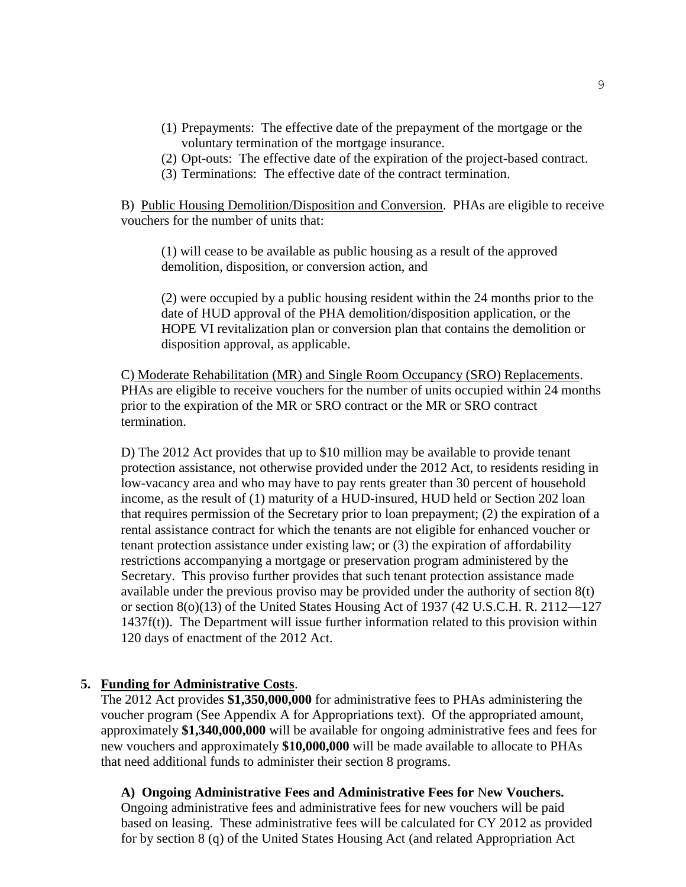(1) Prepayments: The effective date of the prepayment of the mortgage or the voluntary termination of the mortgage insurance.
(2) Opt-outs: The effective date of the expiration of the project-based contract.
(3) Terminations: The effective date of the contract termination.

B) Public Housing Demolition/Disposition and Conversion. PHAs are eligible to receive vouchers for the number of units that:

(1) will cease to be available as public housing as a result of the approved demolition, disposition, or conversion action, and

(2) were occupied by a public housing resident within the 24 months prior to the date of HUD approval of the PHA demolition/disposition application, or the HOPE VI revitalization plan or conversion plan that contains the demolition or disposition approval, as applicable.

C) Moderate Rehabilitation (MR) and Single Room Occupancy (SRO) Replacements. PHAs are eligible to receive vouchers for the number of units occupied within 24 months prior to the expiration of the MR or SRO contract or the MR or SRO contract termination.

D) The 2012 Act provides that up to $10 million may be available to provide tenant protection assistance, not otherwise provided under the 2012 Act, to residents residing in low-vacancy area and who may have to pay rents greater than 30 percent of household income, as the result of (1) maturity of a HUD-insured, HUD held or Section 202 loan that requires permission of the Secretary prior to loan prepayment; (2) the expiration of a rental assistance contract for which the tenants are not eligible for enhanced voucher or tenant protection assistance under existing law; or (3) the expiration of affordability restrictions accompanying a mortgage or preservation program administered by the Secretary. This proviso further provides that such tenant protection assistance made available under the previous proviso may be provided under the authority of section 8(t) or section 8(o)(13) of the United States Housing Act of 1937 (42 U.S.C.H. R. 2112—127 1437f(t)). The Department will issue further information related to this provision within 120 days of enactment of the 2012 Act.

**5. Funding for Administrative Costs.**

The 2012 Act provides **$1,350,000,000** for administrative fees to PHAs administering the voucher program (See Appendix A for Appropriations text). Of the appropriated amount, approximately **$1,340,000,000** will be available for ongoing administrative fees and fees for new vouchers and approximately **$10,000,000** will be made available to allocate to PHAs that need additional funds to administer their section 8 programs.

**A) Ongoing Administrative Fees and Administrative Fees for New Vouchers.**
Ongoing administrative fees and administrative fees for new vouchers will be paid based on leasing. These administrative fees will be calculated for CY 2012 as provided for by section 8 (q) of the United States Housing Act (and related Appropriation Act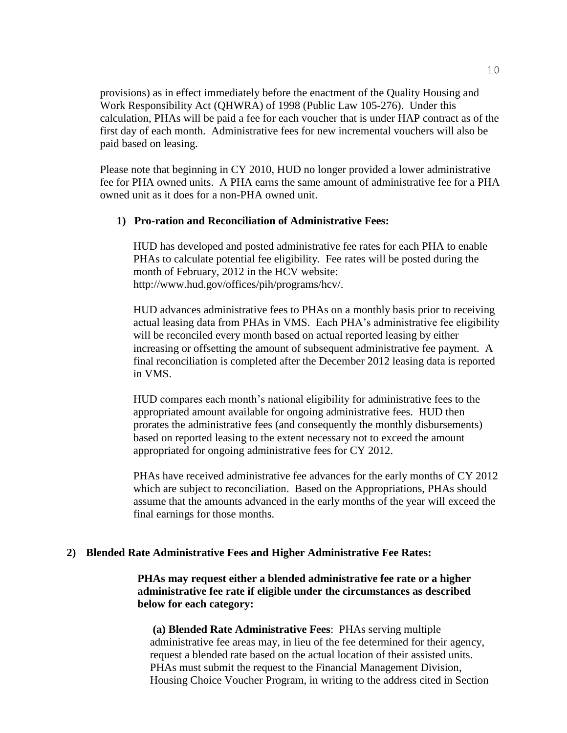provisions) as in effect immediately before the enactment of the Quality Housing and Work Responsibility Act (QHWRA) of 1998 (Public Law 105-276). Under this calculation, PHAs will be paid a fee for each voucher that is under HAP contract as of the first day of each month. Administrative fees for new incremental vouchers will also be paid based on leasing.

Please note that beginning in CY 2010, HUD no longer provided a lower administrative fee for PHA owned units. A PHA earns the same amount of administrative fee for a PHA owned unit as it does for a non-PHA owned unit.

**1) Pro-ration and Reconciliation of Administrative Fees:**

HUD has developed and posted administrative fee rates for each PHA to enable PHAs to calculate potential fee eligibility. Fee rates will be posted during the month of February, 2012 in the HCV website: http://www.hud.gov/offices/pih/programs/hcv/.

HUD advances administrative fees to PHAs on a monthly basis prior to receiving actual leasing data from PHAs in VMS. Each PHA's administrative fee eligibility will be reconciled every month based on actual reported leasing by either increasing or offsetting the amount of subsequent administrative fee payment. A final reconciliation is completed after the December 2012 leasing data is reported in VMS.

HUD compares each month's national eligibility for administrative fees to the appropriated amount available for ongoing administrative fees. HUD then prorates the administrative fees (and consequently the monthly disbursements) based on reported leasing to the extent necessary not to exceed the amount appropriated for ongoing administrative fees for CY 2012.

PHAs have received administrative fee advances for the early months of CY 2012 which are subject to reconciliation. Based on the Appropriations, PHAs should assume that the amounts advanced in the early months of the year will exceed the final earnings for those months.

**2) Blended Rate Administrative Fees and Higher Administrative Fee Rates:**

**PHAs may request either a blended administrative fee rate or a higher administrative fee rate if eligible under the circumstances as described below for each category:**

**(a) Blended Rate Administrative Fees**: PHAs serving multiple administrative fee areas may, in lieu of the fee determined for their agency, request a blended rate based on the actual location of their assisted units. PHAs must submit the request to the Financial Management Division, Housing Choice Voucher Program, in writing to the address cited in Section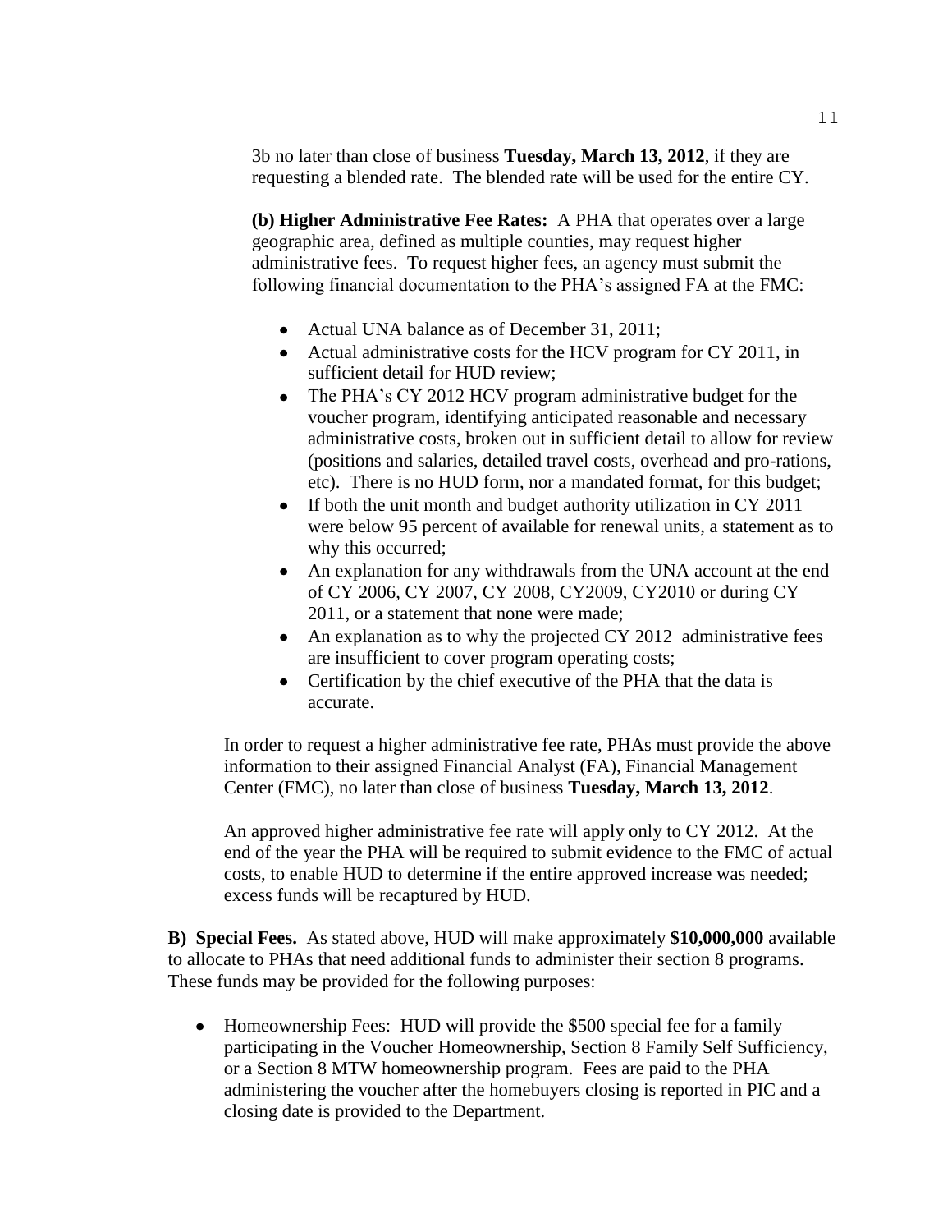3b no later than close of business **Tuesday, March 13, 2012**, if they are requesting a blended rate. The blended rate will be used for the entire CY.

**(b) Higher Administrative Fee Rates:** A PHA that operates over a large geographic area, defined as multiple counties, may request higher administrative fees. To request higher fees, an agency must submit the following financial documentation to the PHA's assigned FA at the FMC:

- Actual UNA balance as of December 31, 2011;
- Actual administrative costs for the HCV program for CY 2011, in sufficient detail for HUD review;
- The PHA's CY 2012 HCV program administrative budget for the voucher program, identifying anticipated reasonable and necessary administrative costs, broken out in sufficient detail to allow for review (positions and salaries, detailed travel costs, overhead and pro-rations, etc). There is no HUD form, nor a mandated format, for this budget;
- If both the unit month and budget authority utilization in CY 2011 were below 95 percent of available for renewal units, a statement as to why this occurred;
- An explanation for any withdrawals from the UNA account at the end of CY 2006, CY 2007, CY 2008, CY2009, CY2010 or during CY 2011, or a statement that none were made;
- An explanation as to why the projected CY 2012 administrative fees are insufficient to cover program operating costs;
- Certification by the chief executive of the PHA that the data is accurate.

In order to request a higher administrative fee rate, PHAs must provide the above information to their assigned Financial Analyst (FA), Financial Management Center (FMC), no later than close of business **Tuesday, March 13, 2012**.

An approved higher administrative fee rate will apply only to CY 2012. At the end of the year the PHA will be required to submit evidence to the FMC of actual costs, to enable HUD to determine if the entire approved increase was needed; excess funds will be recaptured by HUD.

**B) Special Fees.** As stated above, HUD will make approximately **$10,000,000** available to allocate to PHAs that need additional funds to administer their section 8 programs. These funds may be provided for the following purposes:

- Homeownership Fees: HUD will provide the $500 special fee for a family participating in the Voucher Homeownership, Section 8 Family Self Sufficiency, or a Section 8 MTW homeownership program. Fees are paid to the PHA administering the voucher after the homebuyers closing is reported in PIC and a closing date is provided to the Department.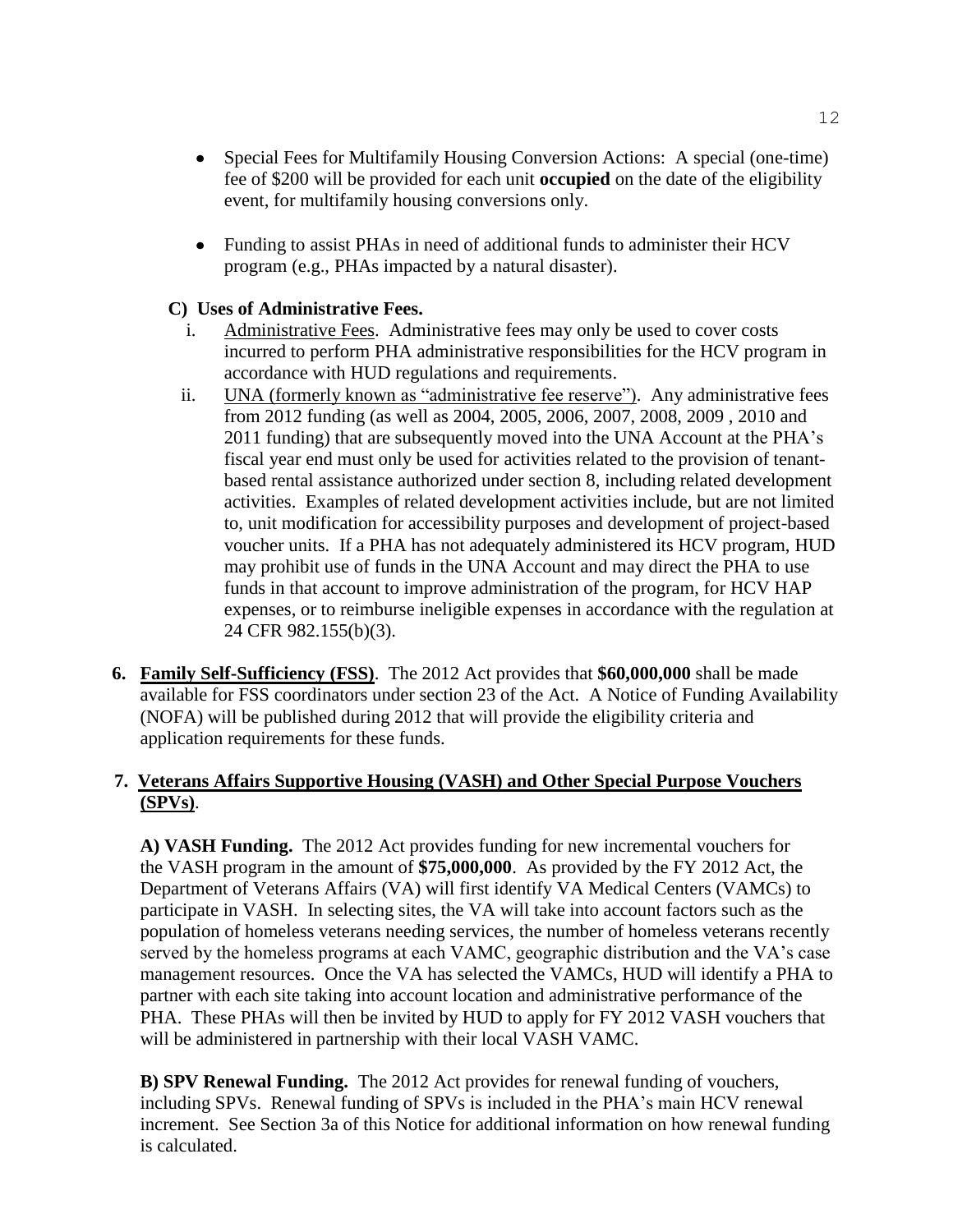- Special Fees for Multifamily Housing Conversion Actions: A special (one-time) fee of $200 will be provided for each unit **occupied** on the date of the eligibility event, for multifamily housing conversions only.

- Funding to assist PHAs in need of additional funds to administer their HCV program (e.g., PHAs impacted by a natural disaster).

**C) Uses of Administrative Fees.**

i. Administrative Fees. Administrative fees may only be used to cover costs incurred to perform PHA administrative responsibilities for the HCV program in accordance with HUD regulations and requirements.

ii. UNA (formerly known as "administrative fee reserve"). Any administrative fees from 2012 funding (as well as 2004, 2005, 2006, 2007, 2008, 2009 , 2010 and 2011 funding) that are subsequently moved into the UNA Account at the PHA's fiscal year end must only be used for activities related to the provision of tenant-based rental assistance authorized under section 8, including related development activities. Examples of related development activities include, but are not limited to, unit modification for accessibility purposes and development of project-based voucher units. If a PHA has not adequately administered its HCV program, HUD may prohibit use of funds in the UNA Account and may direct the PHA to use funds in that account to improve administration of the program, for HCV HAP expenses, or to reimburse ineligible expenses in accordance with the regulation at 24 CFR 982.155(b)(3).

**6. Family Self-Sufficiency (FSS)**. The 2012 Act provides that **$60,000,000** shall be made available for FSS coordinators under section 23 of the Act. A Notice of Funding Availability (NOFA) will be published during 2012 that will provide the eligibility criteria and application requirements for these funds.

**7. Veterans Affairs Supportive Housing (VASH) and Other Special Purpose Vouchers (SPVs)**.

**A) VASH Funding.** The 2012 Act provides funding for new incremental vouchers for the VASH program in the amount of **$75,000,000**. As provided by the FY 2012 Act, the Department of Veterans Affairs (VA) will first identify VA Medical Centers (VAMCs) to participate in VASH. In selecting sites, the VA will take into account factors such as the population of homeless veterans needing services, the number of homeless veterans recently served by the homeless programs at each VAMC, geographic distribution and the VA's case management resources. Once the VA has selected the VAMCs, HUD will identify a PHA to partner with each site taking into account location and administrative performance of the PHA. These PHAs will then be invited by HUD to apply for FY 2012 VASH vouchers that will be administered in partnership with their local VASH VAMC.

**B) SPV Renewal Funding.** The 2012 Act provides for renewal funding of vouchers, including SPVs. Renewal funding of SPVs is included in the PHA's main HCV renewal increment. See Section 3a of this Notice for additional information on how renewal funding is calculated.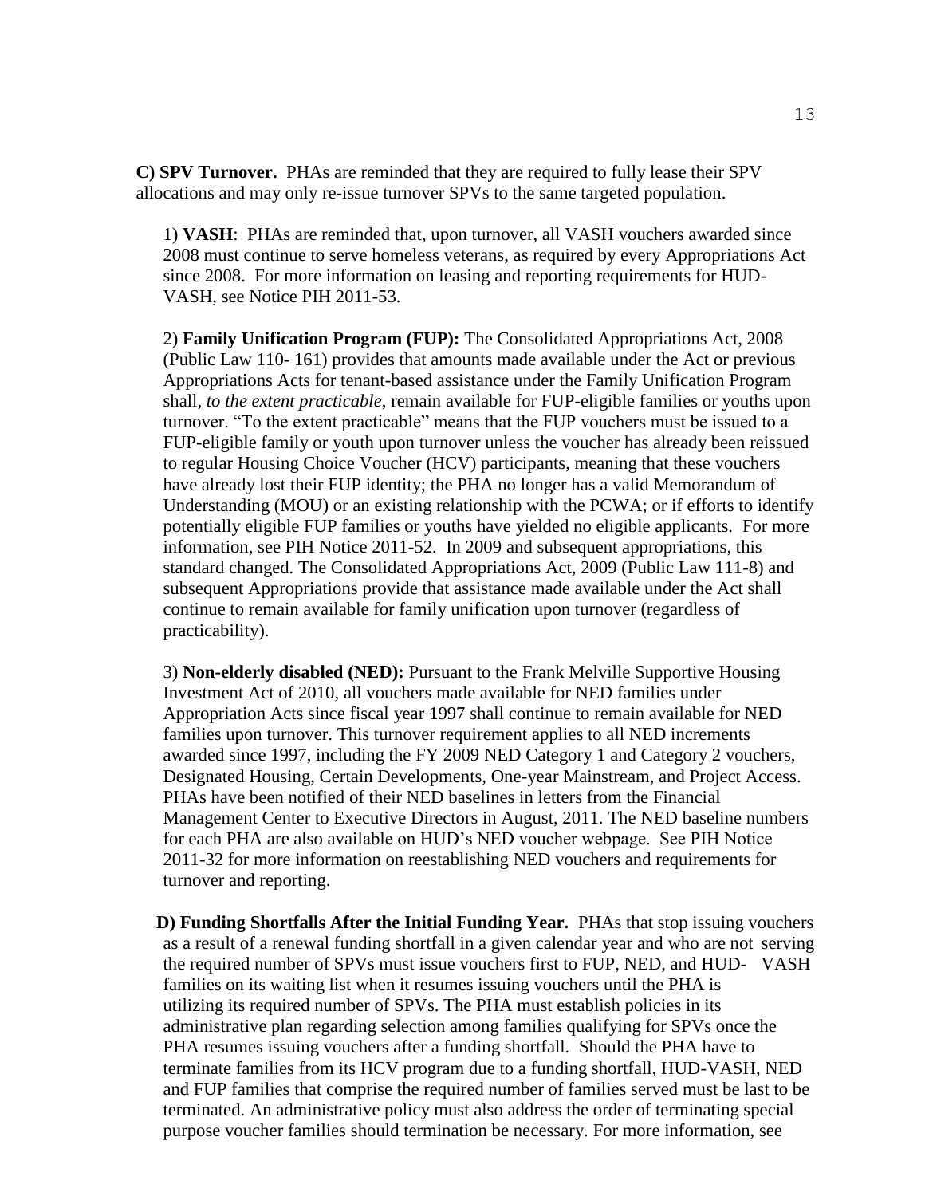**C) SPV Turnover.** PHAs are reminded that they are required to fully lease their SPV allocations and may only re-issue turnover SPVs to the same targeted population.

1) **VASH**: PHAs are reminded that, upon turnover, all VASH vouchers awarded since 2008 must continue to serve homeless veterans, as required by every Appropriations Act since 2008. For more information on leasing and reporting requirements for HUD-VASH, see Notice PIH 2011-53.

2) **Family Unification Program (FUP):** The Consolidated Appropriations Act, 2008 (Public Law 110- 161) provides that amounts made available under the Act or previous Appropriations Acts for tenant-based assistance under the Family Unification Program shall, *to the extent practicable*, remain available for FUP-eligible families or youths upon turnover. "To the extent practicable" means that the FUP vouchers must be issued to a FUP-eligible family or youth upon turnover unless the voucher has already been reissued to regular Housing Choice Voucher (HCV) participants, meaning that these vouchers have already lost their FUP identity; the PHA no longer has a valid Memorandum of Understanding (MOU) or an existing relationship with the PCWA; or if efforts to identify potentially eligible FUP families or youths have yielded no eligible applicants. For more information, see PIH Notice 2011-52. In 2009 and subsequent appropriations, this standard changed. The Consolidated Appropriations Act, 2009 (Public Law 111-8) and subsequent Appropriations provide that assistance made available under the Act shall continue to remain available for family unification upon turnover (regardless of practicability).

3) **Non-elderly disabled (NED):** Pursuant to the Frank Melville Supportive Housing Investment Act of 2010, all vouchers made available for NED families under Appropriation Acts since fiscal year 1997 shall continue to remain available for NED families upon turnover. This turnover requirement applies to all NED increments awarded since 1997, including the FY 2009 NED Category 1 and Category 2 vouchers, Designated Housing, Certain Developments, One-year Mainstream, and Project Access. PHAs have been notified of their NED baselines in letters from the Financial Management Center to Executive Directors in August, 2011. The NED baseline numbers for each PHA are also available on HUD's NED voucher webpage. See PIH Notice 2011-32 for more information on reestablishing NED vouchers and requirements for turnover and reporting.

**D) Funding Shortfalls After the Initial Funding Year.** PHAs that stop issuing vouchers as a result of a renewal funding shortfall in a given calendar year and who are not serving the required number of SPVs must issue vouchers first to FUP, NED, and HUD- VASH families on its waiting list when it resumes issuing vouchers until the PHA is utilizing its required number of SPVs. The PHA must establish policies in its administrative plan regarding selection among families qualifying for SPVs once the PHA resumes issuing vouchers after a funding shortfall. Should the PHA have to terminate families from its HCV program due to a funding shortfall, HUD-VASH, NED and FUP families that comprise the required number of families served must be last to be terminated. An administrative policy must also address the order of terminating special purpose voucher families should termination be necessary. For more information, see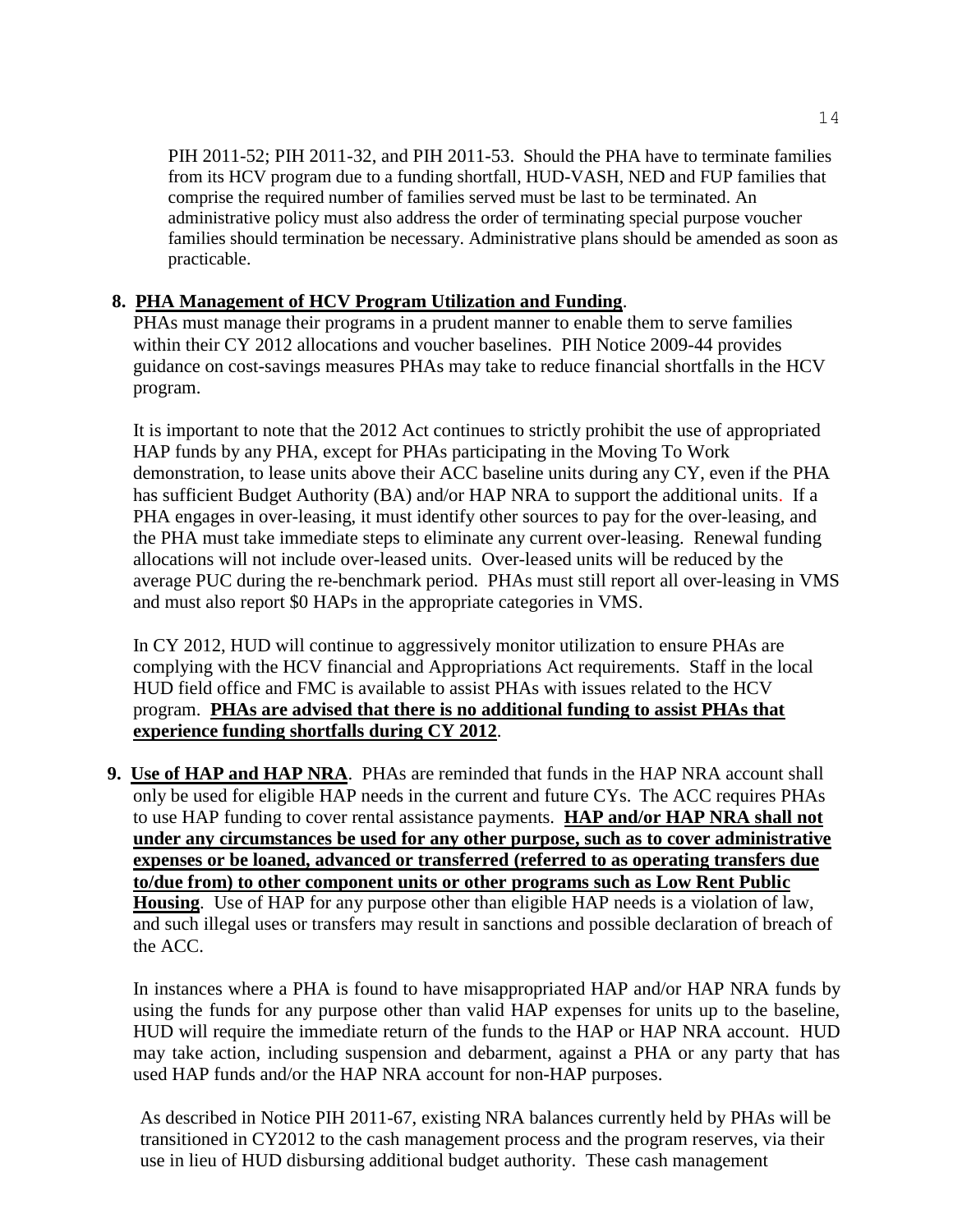PIH 2011-52; PIH 2011-32, and PIH 2011-53. Should the PHA have to terminate families from its HCV program due to a funding shortfall, HUD-VASH, NED and FUP families that comprise the required number of families served must be last to be terminated. An administrative policy must also address the order of terminating special purpose voucher families should termination be necessary. Administrative plans should be amended as soon as practicable.

**8. <u>PHA Management of HCV Program Utilization and Funding</u>.**
PHAs must manage their programs in a prudent manner to enable them to serve families within their CY 2012 allocations and voucher baselines. PIH Notice 2009-44 provides guidance on cost-savings measures PHAs may take to reduce financial shortfalls in the HCV program.

It is important to note that the 2012 Act continues to strictly prohibit the use of appropriated HAP funds by any PHA, except for PHAs participating in the Moving To Work demonstration, to lease units above their ACC baseline units during any CY, even if the PHA has sufficient Budget Authority (BA) and/or HAP NRA to support the additional units. If a PHA engages in over-leasing, it must identify other sources to pay for the over-leasing, and the PHA must take immediate steps to eliminate any current over-leasing. Renewal funding allocations will not include over-leased units. Over-leased units will be reduced by the average PUC during the re-benchmark period. PHAs must still report all over-leasing in VMS and must also report $0 HAPs in the appropriate categories in VMS.

In CY 2012, HUD will continue to aggressively monitor utilization to ensure PHAs are complying with the HCV financial and Appropriations Act requirements. Staff in the local HUD field office and FMC is available to assist PHAs with issues related to the HCV program. **<u>PHAs are advised that there is no additional funding to assist PHAs that experience funding shortfalls during CY 2012</u>**.

**9. <u>Use of HAP and HAP NRA</u>.** PHAs are reminded that funds in the HAP NRA account shall only be used for eligible HAP needs in the current and future CYs. The ACC requires PHAs to use HAP funding to cover rental assistance payments. **<u>HAP and/or HAP NRA shall not under any circumstances be used for any other purpose, such as to cover administrative expenses or be loaned, advanced or transferred (referred to as operating transfers due to/due from) to other component units or other programs such as Low Rent Public Housing</u>**. Use of HAP for any purpose other than eligible HAP needs is a violation of law, and such illegal uses or transfers may result in sanctions and possible declaration of breach of the ACC.

In instances where a PHA is found to have misappropriated HAP and/or HAP NRA funds by using the funds for any purpose other than valid HAP expenses for units up to the baseline, HUD will require the immediate return of the funds to the HAP or HAP NRA account. HUD may take action, including suspension and debarment, against a PHA or any party that has used HAP funds and/or the HAP NRA account for non-HAP purposes.

As described in Notice PIH 2011-67, existing NRA balances currently held by PHAs will be transitioned in CY2012 to the cash management process and the program reserves, via their use in lieu of HUD disbursing additional budget authority. These cash management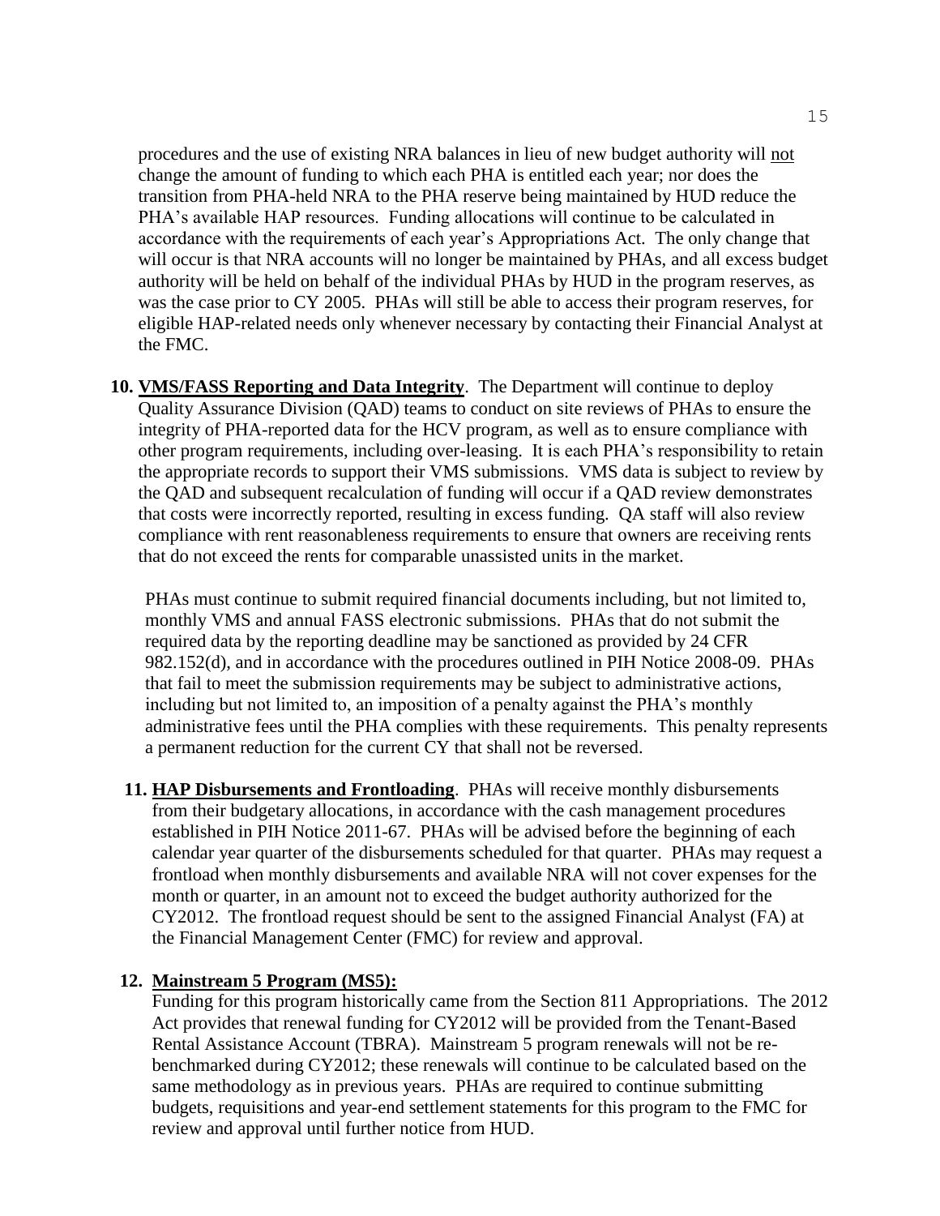procedures and the use of existing NRA balances in lieu of new budget authority will not change the amount of funding to which each PHA is entitled each year; nor does the transition from PHA-held NRA to the PHA reserve being maintained by HUD reduce the PHA's available HAP resources. Funding allocations will continue to be calculated in accordance with the requirements of each year's Appropriations Act. The only change that will occur is that NRA accounts will no longer be maintained by PHAs, and all excess budget authority will be held on behalf of the individual PHAs by HUD in the program reserves, as was the case prior to CY 2005. PHAs will still be able to access their program reserves, for eligible HAP-related needs only whenever necessary by contacting their Financial Analyst at the FMC.

10. **VMS/FASS Reporting and Data Integrity**. The Department will continue to deploy Quality Assurance Division (QAD) teams to conduct on site reviews of PHAs to ensure the integrity of PHA-reported data for the HCV program, as well as to ensure compliance with other program requirements, including over-leasing. It is each PHA's responsibility to retain the appropriate records to support their VMS submissions. VMS data is subject to review by the QAD and subsequent recalculation of funding will occur if a QAD review demonstrates that costs were incorrectly reported, resulting in excess funding. QA staff will also review compliance with rent reasonableness requirements to ensure that owners are receiving rents that do not exceed the rents for comparable unassisted units in the market.

    PHAs must continue to submit required financial documents including, but not limited to, monthly VMS and annual FASS electronic submissions. PHAs that do not submit the required data by the reporting deadline may be sanctioned as provided by 24 CFR 982.152(d), and in accordance with the procedures outlined in PIH Notice 2008-09. PHAs that fail to meet the submission requirements may be subject to administrative actions, including but not limited to, an imposition of a penalty against the PHA's monthly administrative fees until the PHA complies with these requirements. This penalty represents a permanent reduction for the current CY that shall not be reversed.

11. **HAP Disbursements and Frontloading**. PHAs will receive monthly disbursements from their budgetary allocations, in accordance with the cash management procedures established in PIH Notice 2011-67. PHAs will be advised before the beginning of each calendar year quarter of the disbursements scheduled for that quarter. PHAs may request a frontload when monthly disbursements and available NRA will not cover expenses for the month or quarter, in an amount not to exceed the budget authority authorized for the CY2012. The frontload request should be sent to the assigned Financial Analyst (FA) at the Financial Management Center (FMC) for review and approval.

12. **Mainstream 5 Program (MS5):**
    Funding for this program historically came from the Section 811 Appropriations. The 2012 Act provides that renewal funding for CY2012 will be provided from the Tenant-Based Rental Assistance Account (TBRA). Mainstream 5 program renewals will not be re-benchmarked during CY2012; these renewals will continue to be calculated based on the same methodology as in previous years. PHAs are required to continue submitting budgets, requisitions and year-end settlement statements for this program to the FMC for review and approval until further notice from HUD.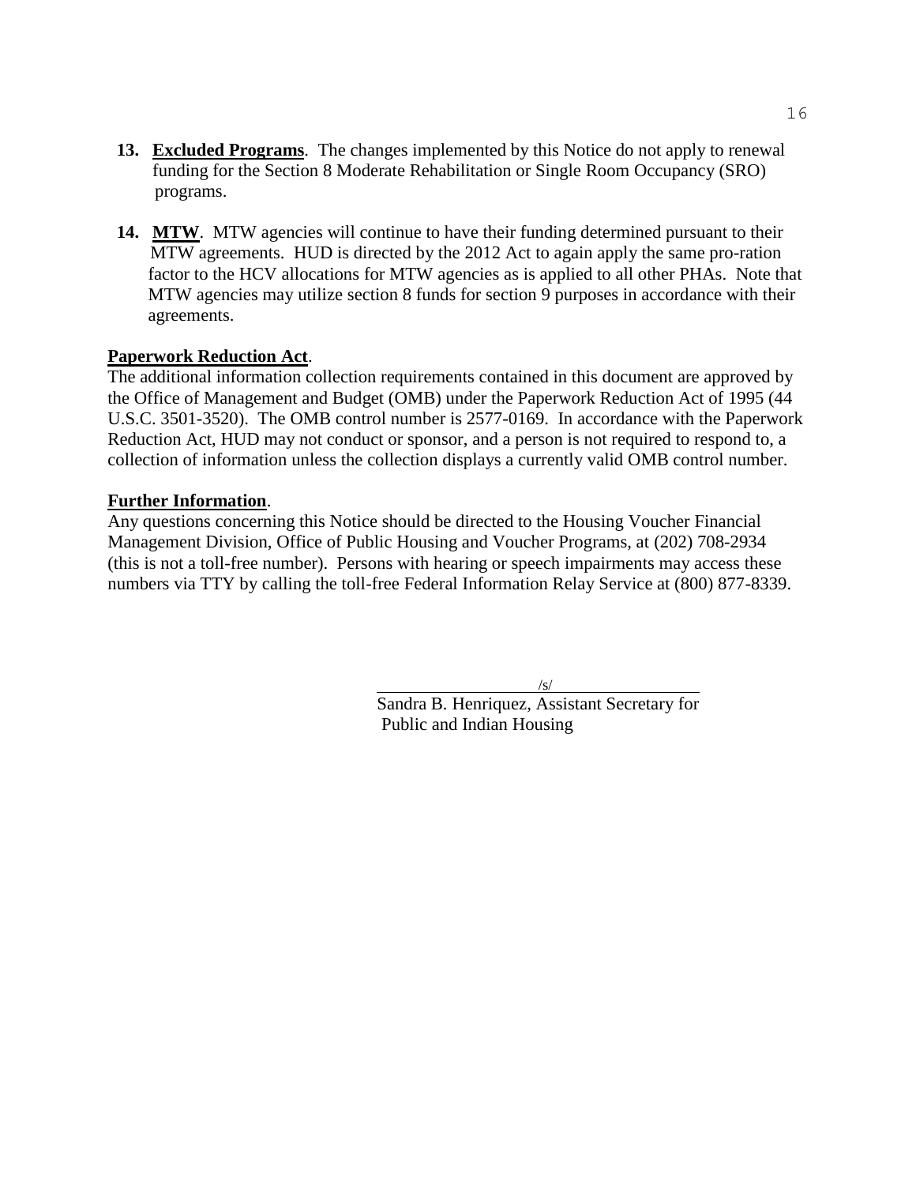13. **Excluded Programs**. The changes implemented by this Notice do not apply to renewal funding for the Section 8 Moderate Rehabilitation or Single Room Occupancy (SRO) programs.

14. **MTW**. MTW agencies will continue to have their funding determined pursuant to their MTW agreements. HUD is directed by the 2012 Act to again apply the same pro-ration factor to the HCV allocations for MTW agencies as is applied to all other PHAs. Note that MTW agencies may utilize section 8 funds for section 9 purposes in accordance with their agreements.

**Paperwork Reduction Act**.
The additional information collection requirements contained in this document are approved by the Office of Management and Budget (OMB) under the Paperwork Reduction Act of 1995 (44 U.S.C. 3501-3520). The OMB control number is 2577-0169. In accordance with the Paperwork Reduction Act, HUD may not conduct or sponsor, and a person is not required to respond to, a collection of information unless the collection displays a currently valid OMB control number.

**Further Information**.
Any questions concerning this Notice should be directed to the Housing Voucher Financial Management Division, Office of Public Housing and Voucher Programs, at (202) 708-2934 (this is not a toll-free number). Persons with hearing or speech impairments may access these numbers via TTY by calling the toll-free Federal Information Relay Service at (800) 877-8339.

/s/
Sandra B. Henriquez, Assistant Secretary for Public and Indian Housing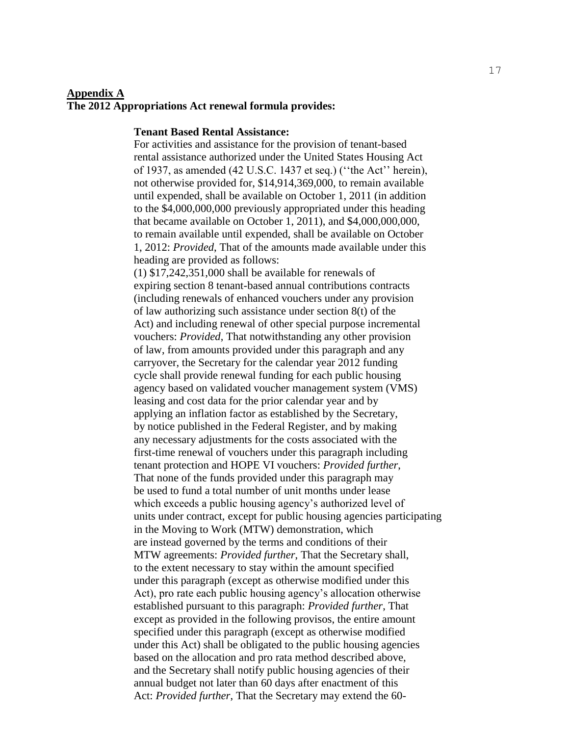**Appendix A**

**The 2012 Appropriations Act renewal formula provides:**

**Tenant Based Rental Assistance:**

For activities and assistance for the provision of tenant-based rental assistance authorized under the United States Housing Act of 1937, as amended (42 U.S.C. 1437 et seq.) (''the Act'' herein), not otherwise provided for, $14,914,369,000, to remain available until expended, shall be available on October 1, 2011 (in addition to the $4,000,000,000 previously appropriated under this heading that became available on October 1, 2011), and $4,000,000,000, to remain available until expended, shall be available on October 1, 2012: *Provided*, That of the amounts made available under this heading are provided as follows:

(1) $17,242,351,000 shall be available for renewals of expiring section 8 tenant-based annual contributions contracts (including renewals of enhanced vouchers under any provision of law authorizing such assistance under section 8(t) of the Act) and including renewal of other special purpose incremental vouchers: *Provided*, That notwithstanding any other provision of law, from amounts provided under this paragraph and any carryover, the Secretary for the calendar year 2012 funding cycle shall provide renewal funding for each public housing agency based on validated voucher management system (VMS) leasing and cost data for the prior calendar year and by applying an inflation factor as established by the Secretary, by notice published in the Federal Register, and by making any necessary adjustments for the costs associated with the first-time renewal of vouchers under this paragraph including tenant protection and HOPE VI vouchers: *Provided further*, That none of the funds provided under this paragraph may be used to fund a total number of unit months under lease which exceeds a public housing agency's authorized level of units under contract, except for public housing agencies participating in the Moving to Work (MTW) demonstration, which are instead governed by the terms and conditions of their MTW agreements: *Provided further*, That the Secretary shall, to the extent necessary to stay within the amount specified under this paragraph (except as otherwise modified under this Act), pro rate each public housing agency's allocation otherwise established pursuant to this paragraph: *Provided further*, That except as provided in the following provisos, the entire amount specified under this paragraph (except as otherwise modified under this Act) shall be obligated to the public housing agencies based on the allocation and pro rata method described above, and the Secretary shall notify public housing agencies of their annual budget not later than 60 days after enactment of this Act: *Provided further*, That the Secretary may extend the 60-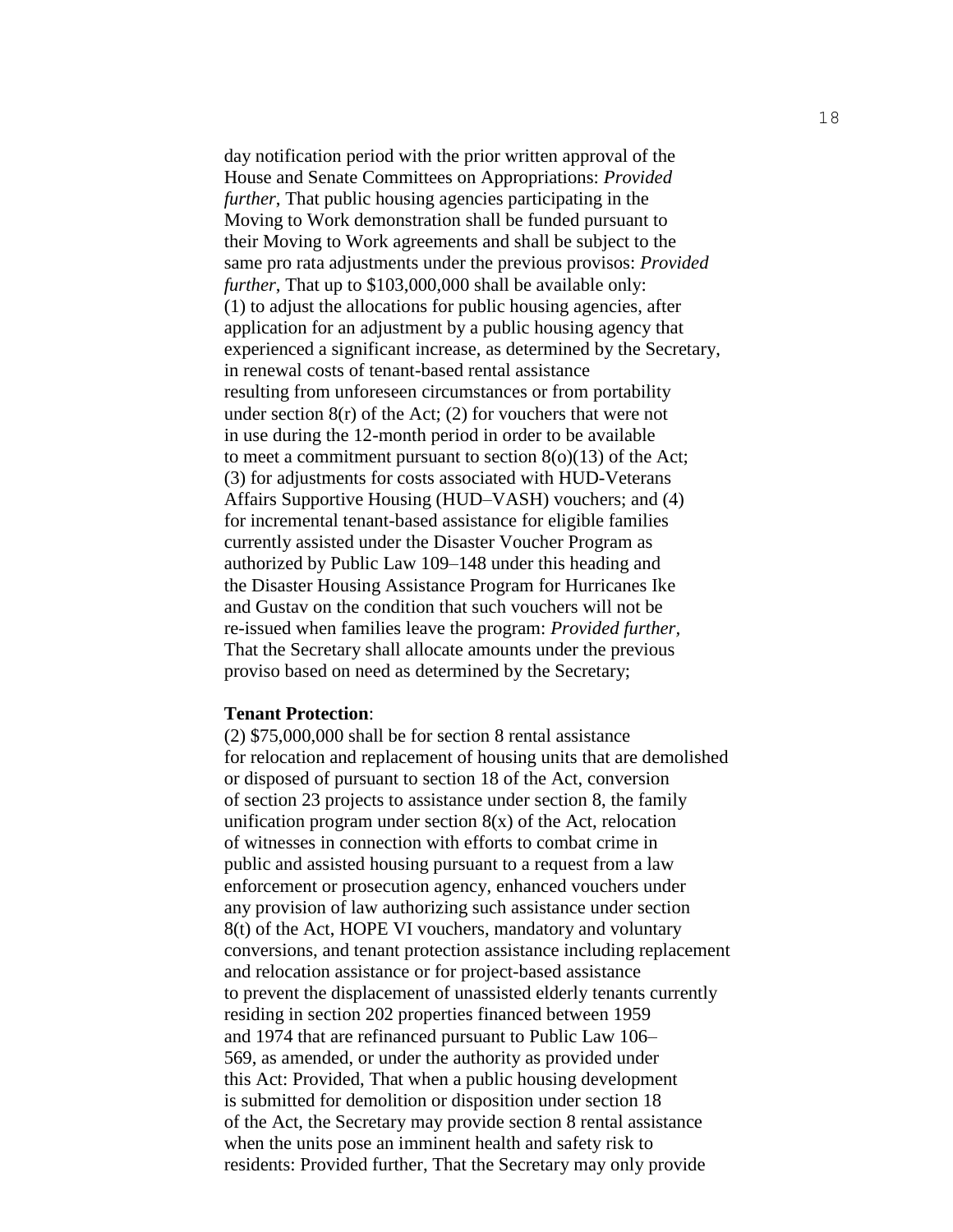day notification period with the prior written approval of the House and Senate Committees on Appropriations: *Provided further*, That public housing agencies participating in the Moving to Work demonstration shall be funded pursuant to their Moving to Work agreements and shall be subject to the same pro rata adjustments under the previous provisos: *Provided further*, That up to $103,000,000 shall be available only: (1) to adjust the allocations for public housing agencies, after application for an adjustment by a public housing agency that experienced a significant increase, as determined by the Secretary, in renewal costs of tenant-based rental assistance resulting from unforeseen circumstances or from portability under section 8(r) of the Act; (2) for vouchers that were not in use during the 12-month period in order to be available to meet a commitment pursuant to section 8(o)(13) of the Act; (3) for adjustments for costs associated with HUD-Veterans Affairs Supportive Housing (HUD–VASH) vouchers; and (4) for incremental tenant-based assistance for eligible families currently assisted under the Disaster Voucher Program as authorized by Public Law 109–148 under this heading and the Disaster Housing Assistance Program for Hurricanes Ike and Gustav on the condition that such vouchers will not be re-issued when families leave the program: *Provided further*, That the Secretary shall allocate amounts under the previous proviso based on need as determined by the Secretary;

**Tenant Protection**:

(2) $75,000,000 shall be for section 8 rental assistance for relocation and replacement of housing units that are demolished or disposed of pursuant to section 18 of the Act, conversion of section 23 projects to assistance under section 8, the family unification program under section 8(x) of the Act, relocation of witnesses in connection with efforts to combat crime in public and assisted housing pursuant to a request from a law enforcement or prosecution agency, enhanced vouchers under any provision of law authorizing such assistance under section 8(t) of the Act, HOPE VI vouchers, mandatory and voluntary conversions, and tenant protection assistance including replacement and relocation assistance or for project-based assistance to prevent the displacement of unassisted elderly tenants currently residing in section 202 properties financed between 1959 and 1974 that are refinanced pursuant to Public Law 106–569, as amended, or under the authority as provided under this Act: Provided, That when a public housing development is submitted for demolition or disposition under section 18 of the Act, the Secretary may provide section 8 rental assistance when the units pose an imminent health and safety risk to residents: Provided further, That the Secretary may only provide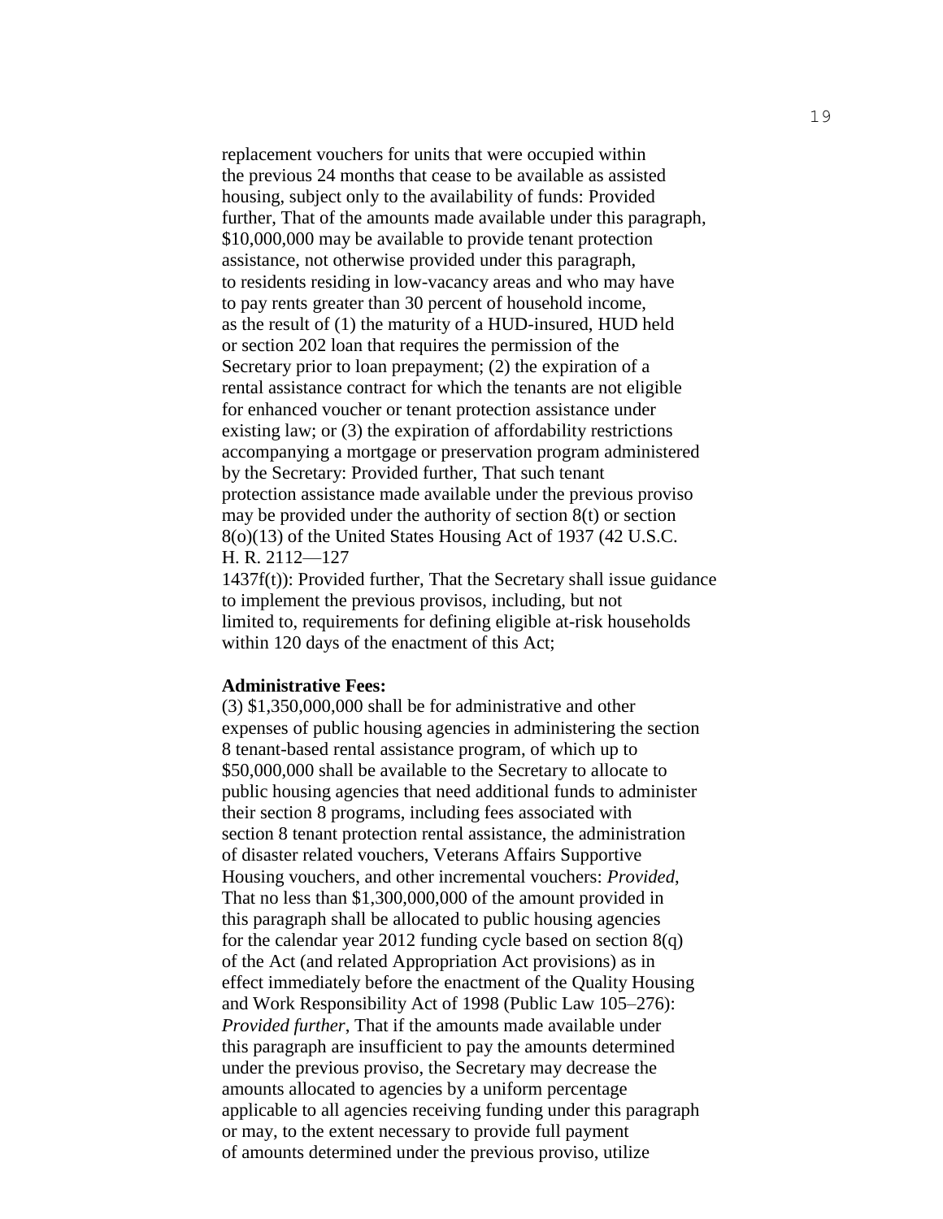replacement vouchers for units that were occupied within the previous 24 months that cease to be available as assisted housing, subject only to the availability of funds: Provided further, That of the amounts made available under this paragraph, $10,000,000 may be available to provide tenant protection assistance, not otherwise provided under this paragraph, to residents residing in low-vacancy areas and who may have to pay rents greater than 30 percent of household income, as the result of (1) the maturity of a HUD-insured, HUD held or section 202 loan that requires the permission of the Secretary prior to loan prepayment; (2) the expiration of a rental assistance contract for which the tenants are not eligible for enhanced voucher or tenant protection assistance under existing law; or (3) the expiration of affordability restrictions accompanying a mortgage or preservation program administered by the Secretary: Provided further, That such tenant protection assistance made available under the previous proviso may be provided under the authority of section 8(t) or section 8(o)(13) of the United States Housing Act of 1937 (42 U.S.C.
H. R. 2112—127
1437f(t)): Provided further, That the Secretary shall issue guidance to implement the previous provisos, including, but not limited to, requirements for defining eligible at-risk households within 120 days of the enactment of this Act;

**Administrative Fees:**
(3) $1,350,000,000 shall be for administrative and other expenses of public housing agencies in administering the section 8 tenant-based rental assistance program, of which up to $50,000,000 shall be available to the Secretary to allocate to public housing agencies that need additional funds to administer their section 8 programs, including fees associated with section 8 tenant protection rental assistance, the administration of disaster related vouchers, Veterans Affairs Supportive Housing vouchers, and other incremental vouchers: *Provided*, That no less than $1,300,000,000 of the amount provided in this paragraph shall be allocated to public housing agencies for the calendar year 2012 funding cycle based on section 8(q) of the Act (and related Appropriation Act provisions) as in effect immediately before the enactment of the Quality Housing and Work Responsibility Act of 1998 (Public Law 105–276): *Provided further*, That if the amounts made available under this paragraph are insufficient to pay the amounts determined under the previous proviso, the Secretary may decrease the amounts allocated to agencies by a uniform percentage applicable to all agencies receiving funding under this paragraph or may, to the extent necessary to provide full payment of amounts determined under the previous proviso, utilize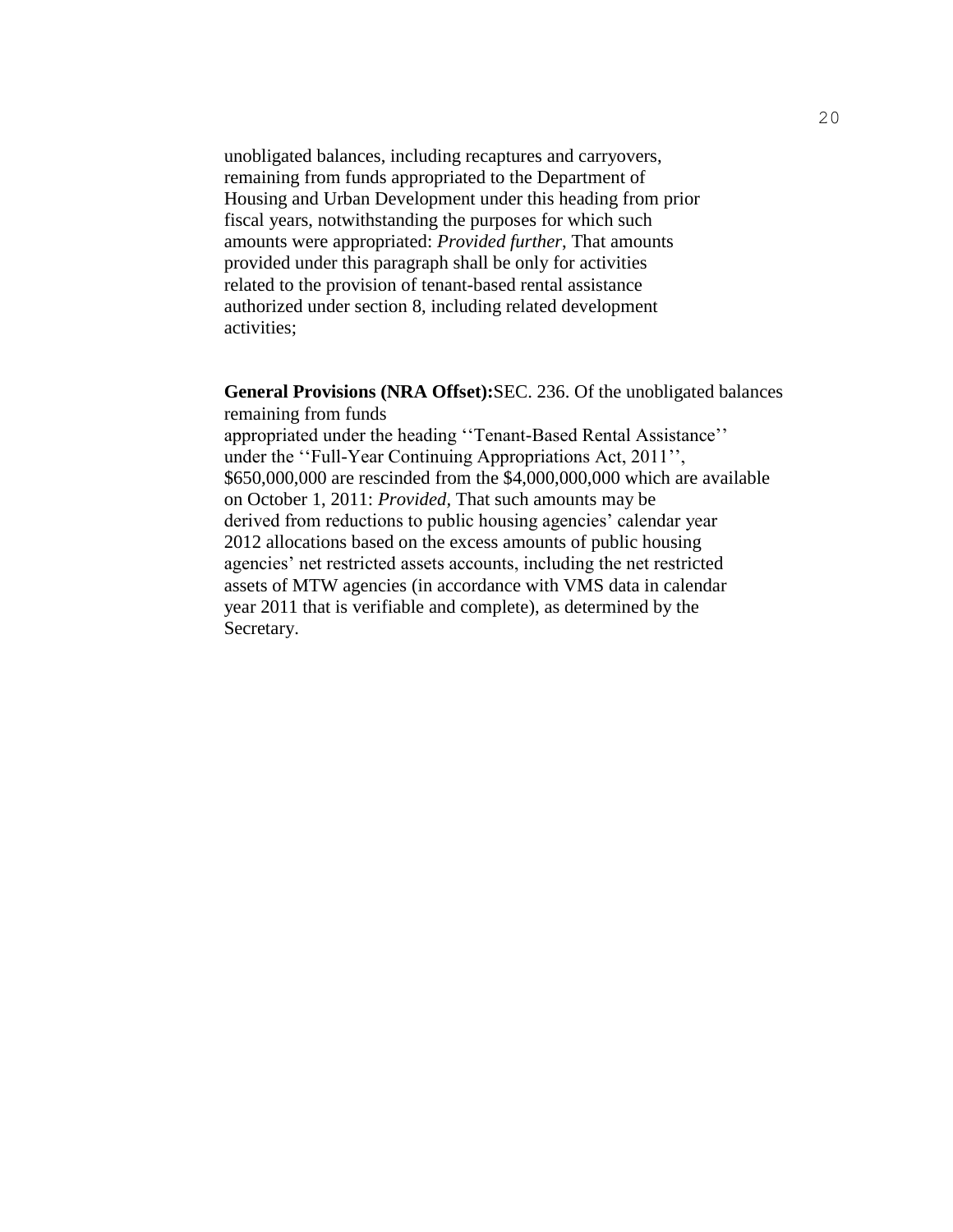unobligated balances, including recaptures and carryovers, remaining from funds appropriated to the Department of Housing and Urban Development under this heading from prior fiscal years, notwithstanding the purposes for which such amounts were appropriated: *Provided further*, That amounts provided under this paragraph shall be only for activities related to the provision of tenant-based rental assistance authorized under section 8, including related development activities;

**General Provisions (NRA Offset):**SEC. 236. Of the unobligated balances remaining from funds appropriated under the heading ''Tenant-Based Rental Assistance'' under the ''Full-Year Continuing Appropriations Act, 2011'', $650,000,000 are rescinded from the $4,000,000,000 which are available on October 1, 2011: *Provided*, That such amounts may be derived from reductions to public housing agencies' calendar year 2012 allocations based on the excess amounts of public housing agencies' net restricted assets accounts, including the net restricted assets of MTW agencies (in accordance with VMS data in calendar year 2011 that is verifiable and complete), as determined by the Secretary.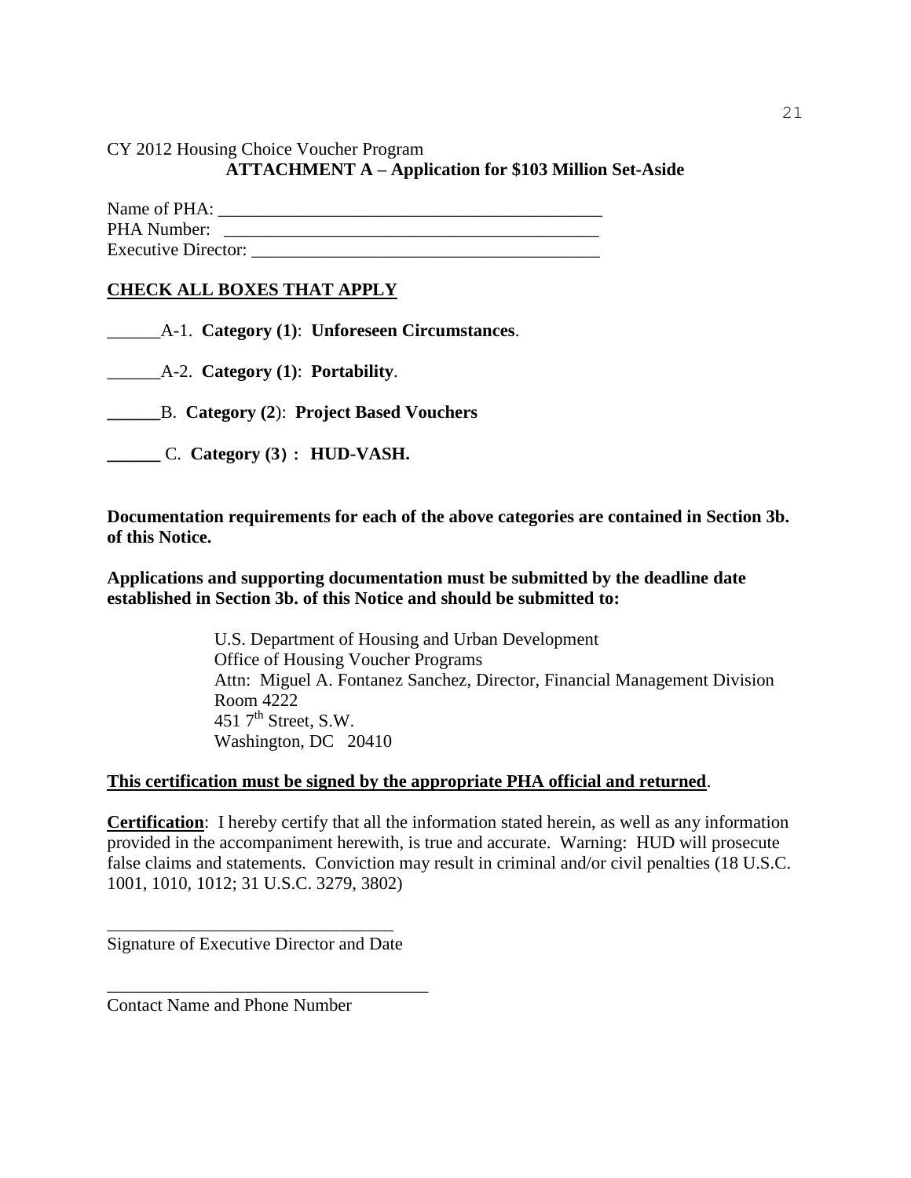CY 2012 Housing Choice Voucher Program

**ATTACHMENT A – Application for $103 Million Set-Aside**

Name of PHA: _____________________________________________

PHA Number: _____________________________________________

Executive Director: ________________________________________

**CHECK ALL BOXES THAT APPLY**

______A-1. **Category (1)**: **Unforeseen Circumstances**.

______A-2. **Category (1)**: **Portability**.

**______**B. **Category (2**): **Project Based Vouchers**

**______** C. **Category (3) : HUD-VASH.**

**Documentation requirements for each of the above categories are contained in Section 3b. of this Notice.**

**Applications and supporting documentation must be submitted by the deadline date established in Section 3b. of this Notice and should be submitted to:**

> U.S. Department of Housing and Urban Development
> Office of Housing Voucher Programs
> Attn: Miguel A. Fontanez Sanchez, Director, Financial Management Division
> Room 4222
> 451 7th Street, S.W.
> Washington, DC 20410

**This certification must be signed by the appropriate PHA official and returned**.

**Certification**: I hereby certify that all the information stated herein, as well as any information provided in the accompaniment herewith, is true and accurate. Warning: HUD will prosecute false claims and statements. Conviction may result in criminal and/or civil penalties (18 U.S.C. 1001, 1010, 1012; 31 U.S.C. 3279, 3802)

_________________________________

Signature of Executive Director and Date

_____________________________________

Contact Name and Phone Number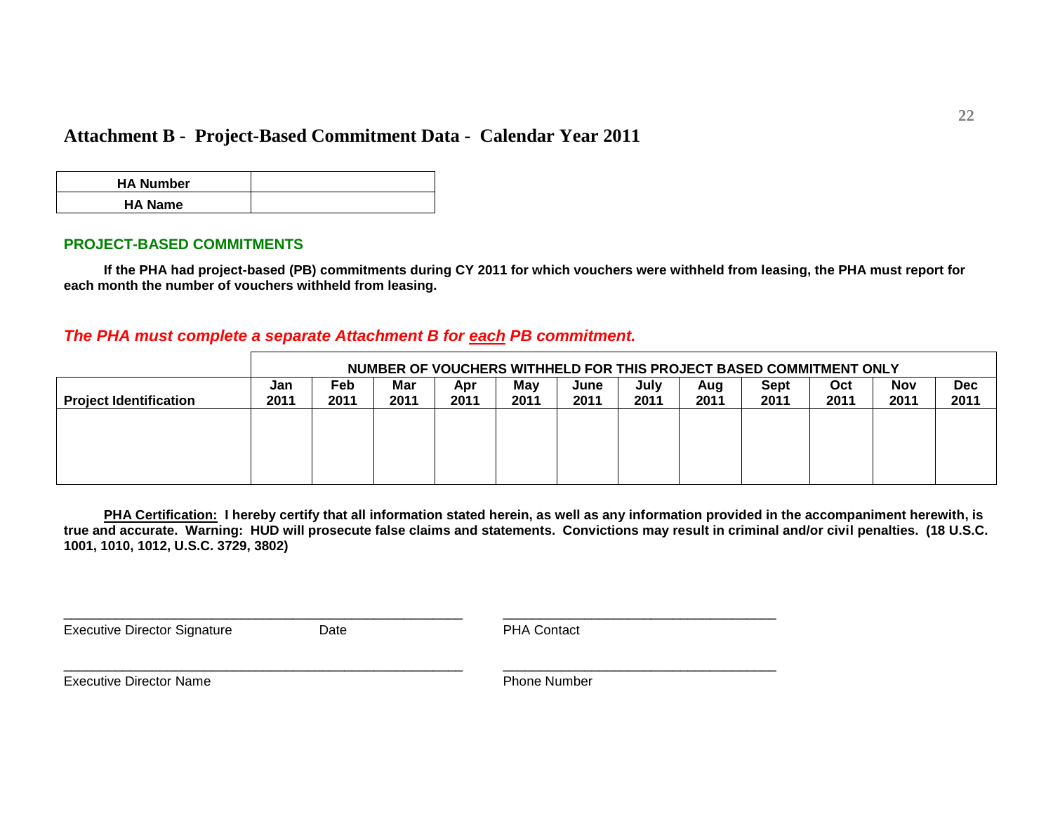# Attachment B - Project-Based Commitment Data - Calendar Year 2011

| | |
|---|---|
| **HA Number** | |
| **HA Name** | |

## PROJECT-BASED COMMITMENTS

**If the PHA had project-based (PB) commitments during CY 2011 for which vouchers were withheld from leasing, the PHA must report for each month the number of vouchers withheld from leasing.**

***The PHA must complete a separate Attachment B for each PB commitment.***

| | NUMBER OF VOUCHERS WITHHELD FOR THIS PROJECT BASED COMMITMENT ONLY | | | | | | | | | | | |
|---|---|---|---|---|---|---|---|---|---|---|---|---|
| **Project Identification** | **Jan 2011** | **Feb 2011** | **Mar 2011** | **Apr 2011** | **May 2011** | **June 2011** | **July 2011** | **Aug 2011** | **Sept 2011** | **Oct 2011** | **Nov 2011** | **Dec 2011** |
| | | | | | | | | | | | | |

**PHA Certification: I hereby certify that all information stated herein, as well as any information provided in the accompaniment herewith, is true and accurate. Warning: HUD will prosecute false claims and statements. Convictions may result in criminal and/or civil penalties. (18 U.S.C. 1001, 1010, 1012, U.S.C. 3729, 3802)**

_______________________________________________ _______________________________

Executive Director Signature Date PHA Contact

_______________________________________________ _______________________________

Executive Director Name Phone Number